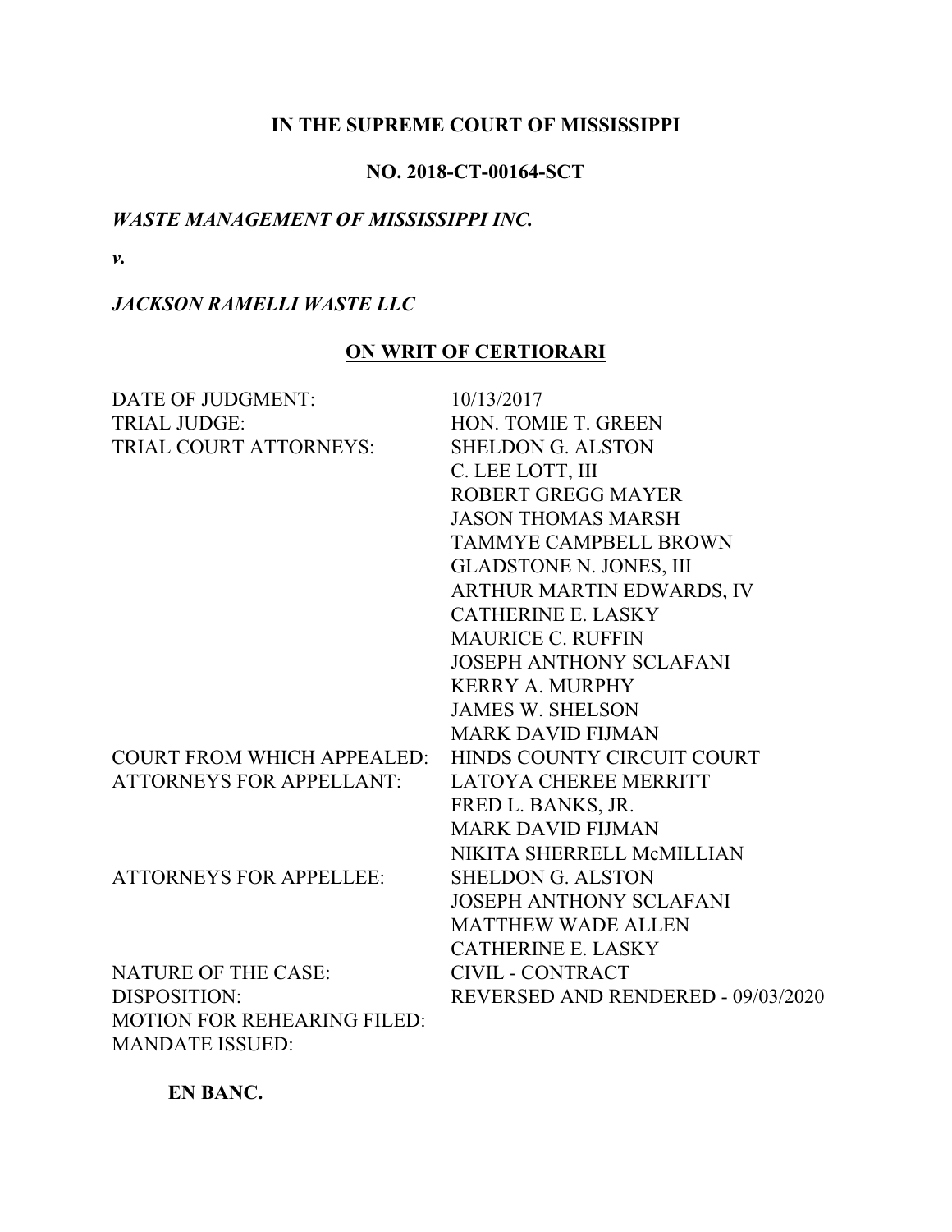**IN THE SUPREME COURT OF MISSISSIPPI**

**NO. 2018-CT-00164-SCT**

***WASTE MANAGEMENT OF MISSISSIPPI INC.***

***v.***

***JACKSON RAMELLI WASTE LLC***

**ON WRIT OF CERTIORARI**

| | |
|---|---|
| DATE OF JUDGMENT: | 10/13/2017 |
| TRIAL JUDGE: | HON. TOMIE T. GREEN |
| TRIAL COURT ATTORNEYS: | SHELDON G. ALSTON<br>C. LEE LOTT, III<br>ROBERT GREGG MAYER<br>JASON THOMAS MARSH<br>TAMMYE CAMPBELL BROWN<br>GLADSTONE N. JONES, III<br>ARTHUR MARTIN EDWARDS, IV<br>CATHERINE E. LASKY<br>MAURICE C. RUFFIN<br>JOSEPH ANTHONY SCLAFANI<br>KERRY A. MURPHY<br>JAMES W. SHELSON<br>MARK DAVID FIJMAN |
| COURT FROM WHICH APPEALED: | HINDS COUNTY CIRCUIT COURT |
| ATTORNEYS FOR APPELLANT: | LATOYA CHEREE MERRITT<br>FRED L. BANKS, JR.<br>MARK DAVID FIJMAN<br>NIKITA SHERRELL McMILLIAN |
| ATTORNEYS FOR APPELLEE: | SHELDON G. ALSTON<br>JOSEPH ANTHONY SCLAFANI<br>MATTHEW WADE ALLEN<br>CATHERINE E. LASKY |
| NATURE OF THE CASE: | CIVIL - CONTRACT |
| DISPOSITION: | REVERSED AND RENDERED - 09/03/2020 |
| MOTION FOR REHEARING FILED: | |
| MANDATE ISSUED: | |

**EN BANC.**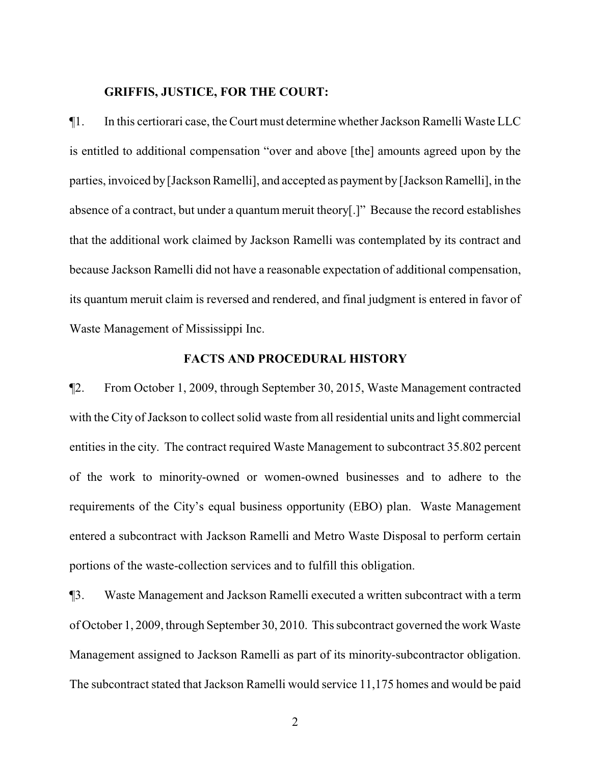**GRIFFIS, JUSTICE, FOR THE COURT:**

¶1. In this certiorari case, the Court must determine whether Jackson Ramelli Waste LLC is entitled to additional compensation "over and above [the] amounts agreed upon by the parties, invoiced by [Jackson Ramelli], and accepted as payment by [Jackson Ramelli], in the absence of a contract, but under a quantum meruit theory[.]" Because the record establishes that the additional work claimed by Jackson Ramelli was contemplated by its contract and because Jackson Ramelli did not have a reasonable expectation of additional compensation, its quantum meruit claim is reversed and rendered, and final judgment is entered in favor of Waste Management of Mississippi Inc.

**FACTS AND PROCEDURAL HISTORY**

¶2. From October 1, 2009, through September 30, 2015, Waste Management contracted with the City of Jackson to collect solid waste from all residential units and light commercial entities in the city. The contract required Waste Management to subcontract 35.802 percent of the work to minority-owned or women-owned businesses and to adhere to the requirements of the City's equal business opportunity (EBO) plan. Waste Management entered a subcontract with Jackson Ramelli and Metro Waste Disposal to perform certain portions of the waste-collection services and to fulfill this obligation.

¶3. Waste Management and Jackson Ramelli executed a written subcontract with a term of October 1, 2009, through September 30, 2010. This subcontract governed the work Waste Management assigned to Jackson Ramelli as part of its minority-subcontractor obligation. The subcontract stated that Jackson Ramelli would service 11,175 homes and would be paid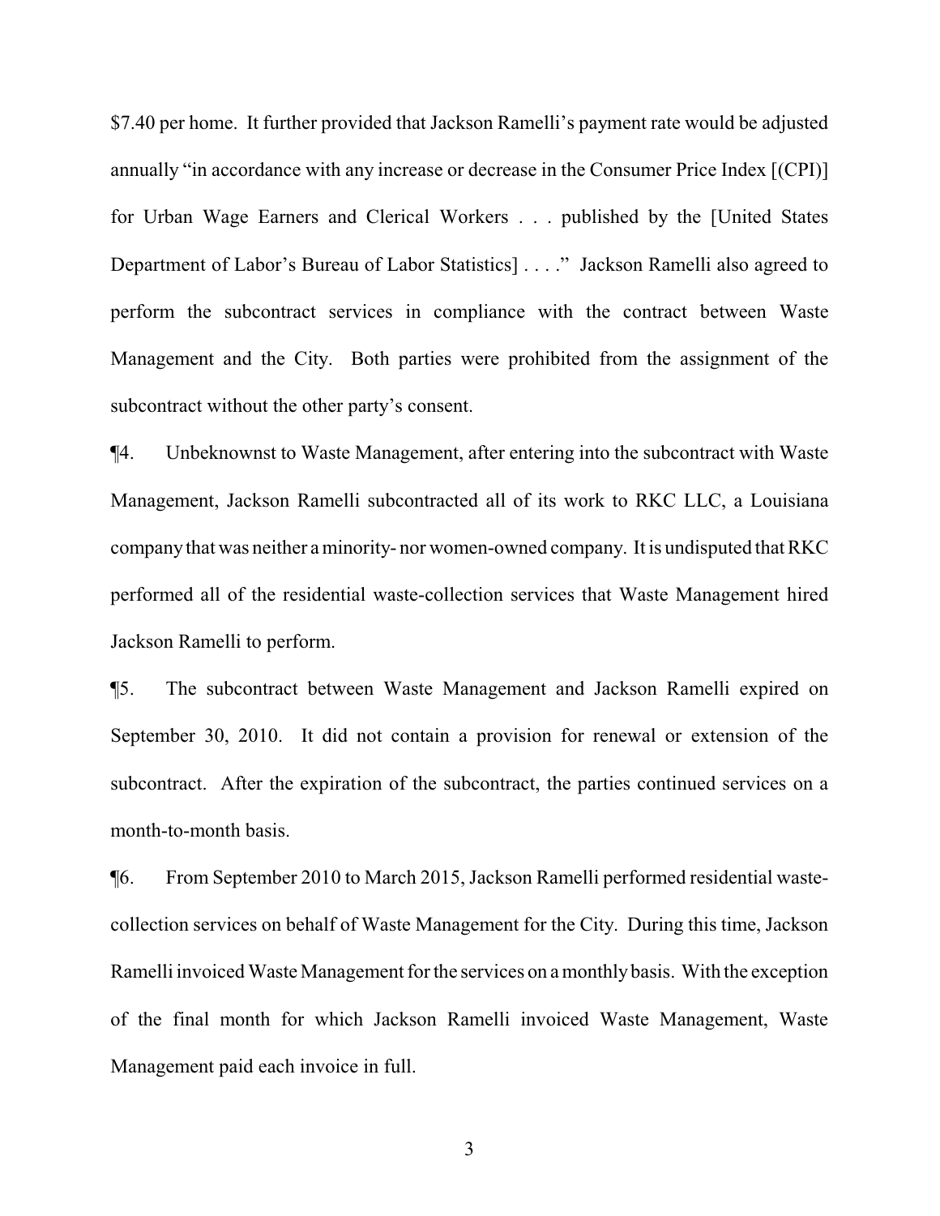$7.40 per home. It further provided that Jackson Ramelli's payment rate would be adjusted annually "in accordance with any increase or decrease in the Consumer Price Index [(CPI)] for Urban Wage Earners and Clerical Workers . . . published by the [United States Department of Labor's Bureau of Labor Statistics] . . . ." Jackson Ramelli also agreed to perform the subcontract services in compliance with the contract between Waste Management and the City. Both parties were prohibited from the assignment of the subcontract without the other party's consent.

¶4. Unbeknownst to Waste Management, after entering into the subcontract with Waste Management, Jackson Ramelli subcontracted all of its work to RKC LLC, a Louisiana company that was neither a minority- nor women-owned company. It is undisputed that RKC performed all of the residential waste-collection services that Waste Management hired Jackson Ramelli to perform.

¶5. The subcontract between Waste Management and Jackson Ramelli expired on September 30, 2010. It did not contain a provision for renewal or extension of the subcontract. After the expiration of the subcontract, the parties continued services on a month-to-month basis.

¶6. From September 2010 to March 2015, Jackson Ramelli performed residential waste-collection services on behalf of Waste Management for the City. During this time, Jackson Ramelli invoiced Waste Management for the services on a monthly basis. With the exception of the final month for which Jackson Ramelli invoiced Waste Management, Waste Management paid each invoice in full.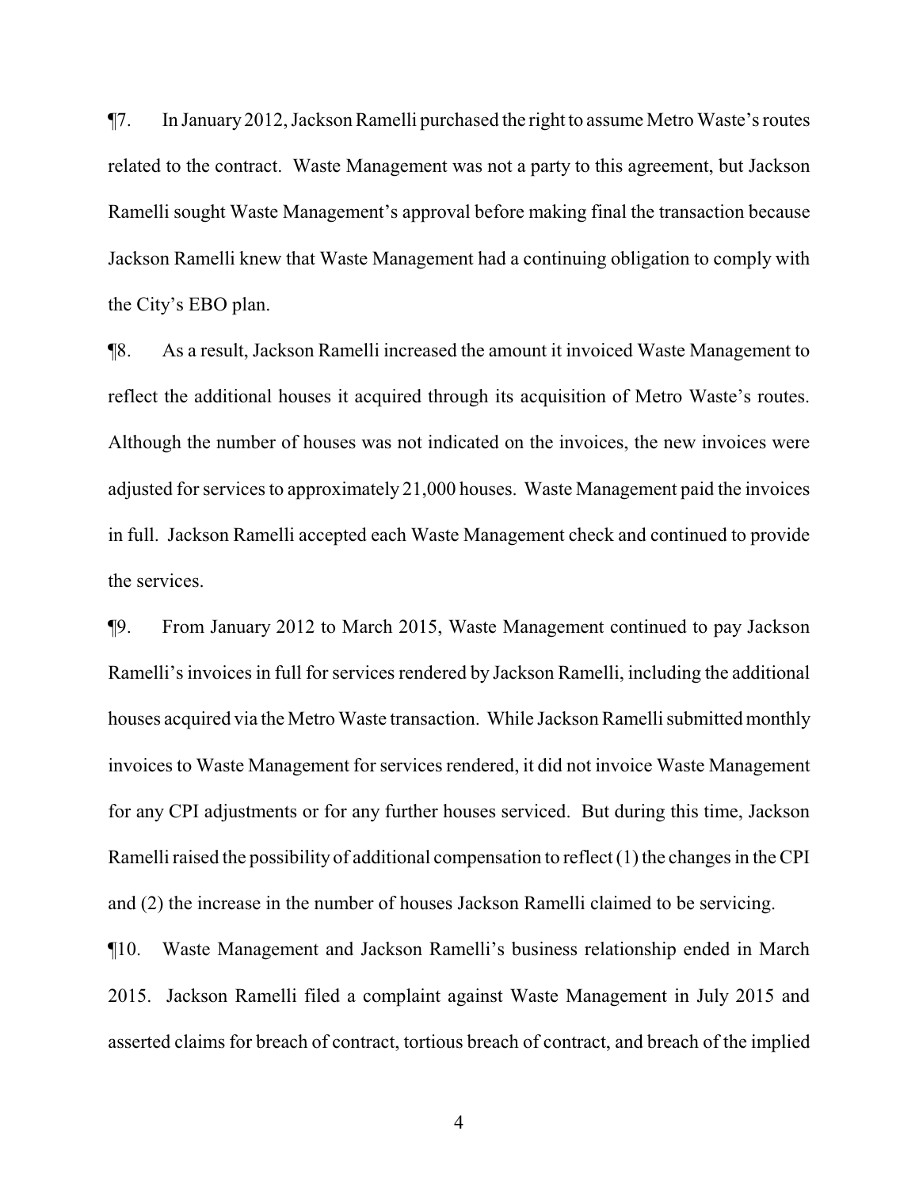¶7. In January 2012, Jackson Ramelli purchased the right to assume Metro Waste's routes related to the contract. Waste Management was not a party to this agreement, but Jackson Ramelli sought Waste Management's approval before making final the transaction because Jackson Ramelli knew that Waste Management had a continuing obligation to comply with the City's EBO plan.

¶8. As a result, Jackson Ramelli increased the amount it invoiced Waste Management to reflect the additional houses it acquired through its acquisition of Metro Waste's routes. Although the number of houses was not indicated on the invoices, the new invoices were adjusted for services to approximately 21,000 houses. Waste Management paid the invoices in full. Jackson Ramelli accepted each Waste Management check and continued to provide the services.

¶9. From January 2012 to March 2015, Waste Management continued to pay Jackson Ramelli's invoices in full for services rendered by Jackson Ramelli, including the additional houses acquired via the Metro Waste transaction. While Jackson Ramelli submitted monthly invoices to Waste Management for services rendered, it did not invoice Waste Management for any CPI adjustments or for any further houses serviced. But during this time, Jackson Ramelli raised the possibility of additional compensation to reflect (1) the changes in the CPI and (2) the increase in the number of houses Jackson Ramelli claimed to be servicing.

¶10. Waste Management and Jackson Ramelli's business relationship ended in March 2015. Jackson Ramelli filed a complaint against Waste Management in July 2015 and asserted claims for breach of contract, tortious breach of contract, and breach of the implied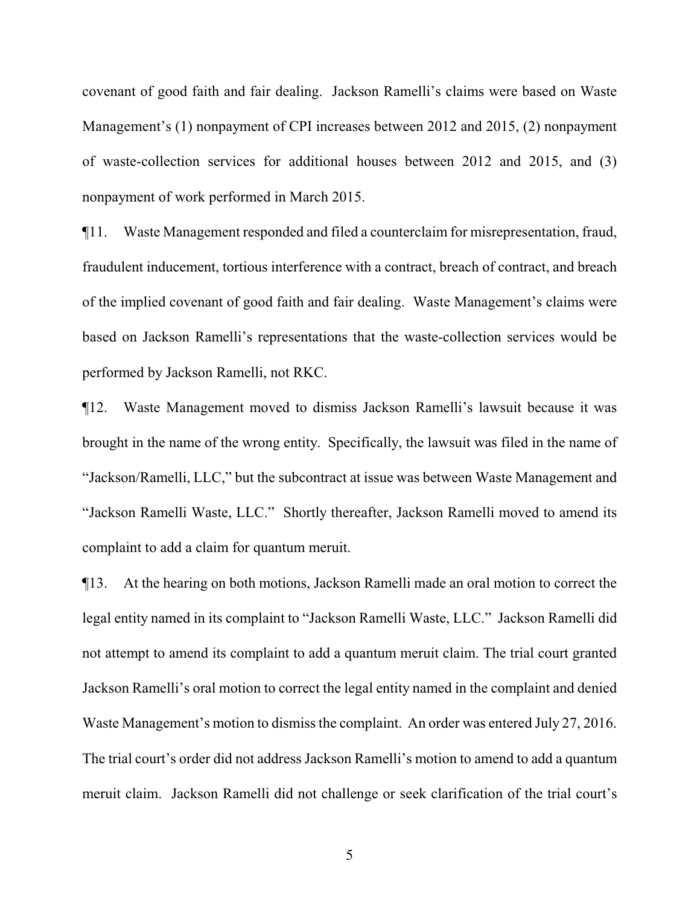covenant of good faith and fair dealing. Jackson Ramelli's claims were based on Waste Management's (1) nonpayment of CPI increases between 2012 and 2015, (2) nonpayment of waste-collection services for additional houses between 2012 and 2015, and (3) nonpayment of work performed in March 2015.

¶11. Waste Management responded and filed a counterclaim for misrepresentation, fraud, fraudulent inducement, tortious interference with a contract, breach of contract, and breach of the implied covenant of good faith and fair dealing. Waste Management's claims were based on Jackson Ramelli's representations that the waste-collection services would be performed by Jackson Ramelli, not RKC.

¶12. Waste Management moved to dismiss Jackson Ramelli's lawsuit because it was brought in the name of the wrong entity. Specifically, the lawsuit was filed in the name of "Jackson/Ramelli, LLC," but the subcontract at issue was between Waste Management and "Jackson Ramelli Waste, LLC." Shortly thereafter, Jackson Ramelli moved to amend its complaint to add a claim for quantum meruit.

¶13. At the hearing on both motions, Jackson Ramelli made an oral motion to correct the legal entity named in its complaint to "Jackson Ramelli Waste, LLC." Jackson Ramelli did not attempt to amend its complaint to add a quantum meruit claim. The trial court granted Jackson Ramelli's oral motion to correct the legal entity named in the complaint and denied Waste Management's motion to dismiss the complaint. An order was entered July 27, 2016. The trial court's order did not address Jackson Ramelli's motion to amend to add a quantum meruit claim. Jackson Ramelli did not challenge or seek clarification of the trial court's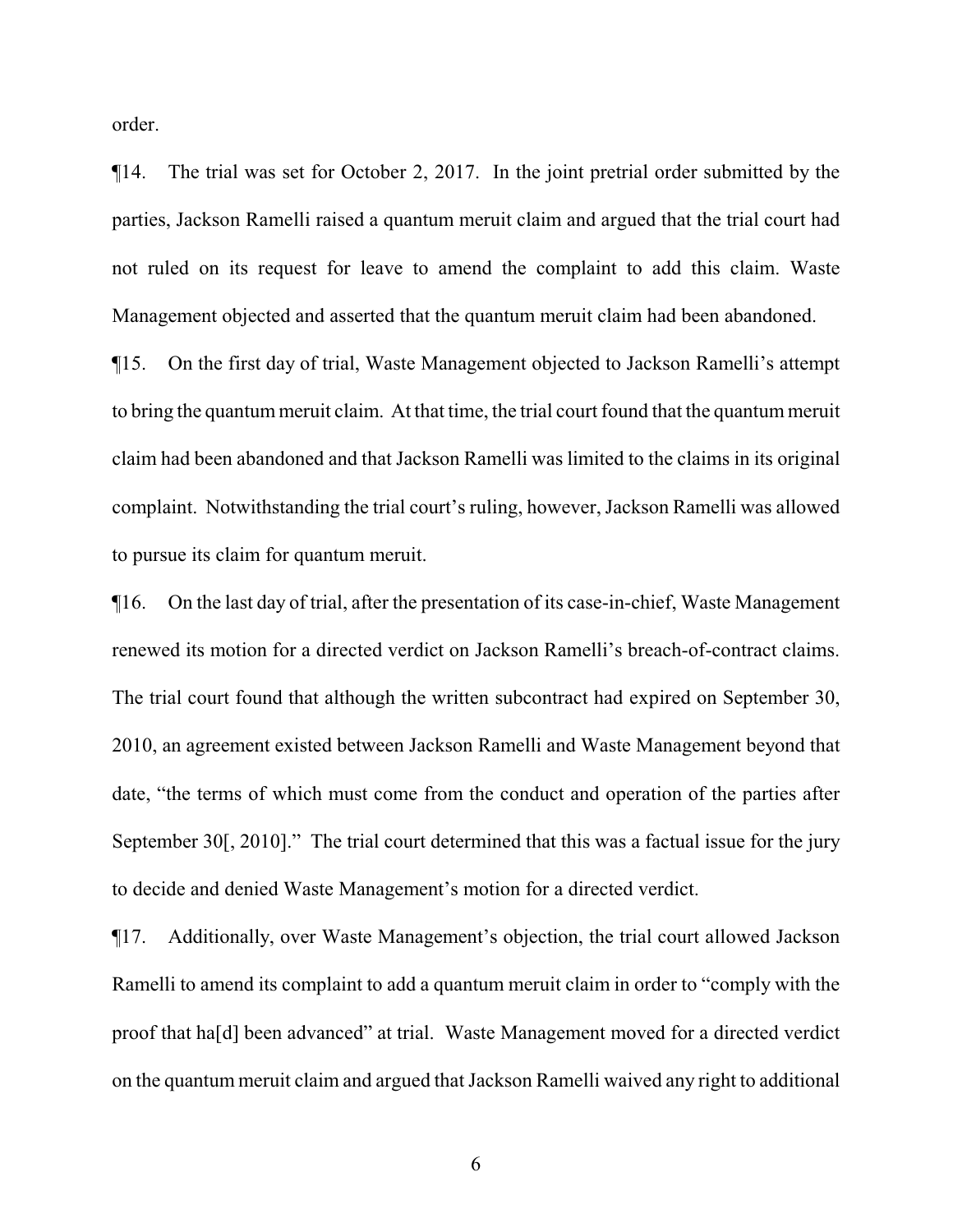order.

¶14. The trial was set for October 2, 2017. In the joint pretrial order submitted by the parties, Jackson Ramelli raised a quantum meruit claim and argued that the trial court had not ruled on its request for leave to amend the complaint to add this claim. Waste Management objected and asserted that the quantum meruit claim had been abandoned.

¶15. On the first day of trial, Waste Management objected to Jackson Ramelli's attempt to bring the quantum meruit claim. At that time, the trial court found that the quantum meruit claim had been abandoned and that Jackson Ramelli was limited to the claims in its original complaint. Notwithstanding the trial court's ruling, however, Jackson Ramelli was allowed to pursue its claim for quantum meruit.

¶16. On the last day of trial, after the presentation of its case-in-chief, Waste Management renewed its motion for a directed verdict on Jackson Ramelli's breach-of-contract claims. The trial court found that although the written subcontract had expired on September 30, 2010, an agreement existed between Jackson Ramelli and Waste Management beyond that date, "the terms of which must come from the conduct and operation of the parties after September 30[, 2010]." The trial court determined that this was a factual issue for the jury to decide and denied Waste Management's motion for a directed verdict.

¶17. Additionally, over Waste Management's objection, the trial court allowed Jackson Ramelli to amend its complaint to add a quantum meruit claim in order to "comply with the proof that ha[d] been advanced" at trial. Waste Management moved for a directed verdict on the quantum meruit claim and argued that Jackson Ramelli waived any right to additional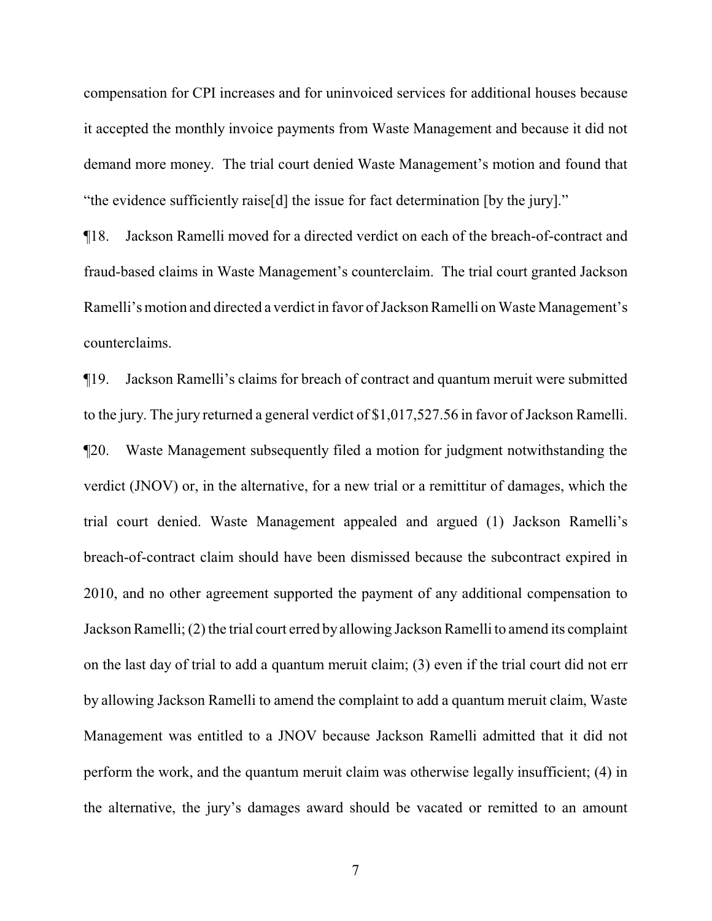compensation for CPI increases and for uninvoiced services for additional houses because it accepted the monthly invoice payments from Waste Management and because it did not demand more money. The trial court denied Waste Management's motion and found that "the evidence sufficiently raise[d] the issue for fact determination [by the jury]."

¶18. Jackson Ramelli moved for a directed verdict on each of the breach-of-contract and fraud-based claims in Waste Management's counterclaim. The trial court granted Jackson Ramelli's motion and directed a verdict in favor of Jackson Ramelli on Waste Management's counterclaims.

¶19. Jackson Ramelli's claims for breach of contract and quantum meruit were submitted to the jury. The jury returned a general verdict of $1,017,527.56 in favor of Jackson Ramelli.

¶20. Waste Management subsequently filed a motion for judgment notwithstanding the verdict (JNOV) or, in the alternative, for a new trial or a remittitur of damages, which the trial court denied. Waste Management appealed and argued (1) Jackson Ramelli's breach-of-contract claim should have been dismissed because the subcontract expired in 2010, and no other agreement supported the payment of any additional compensation to Jackson Ramelli; (2) the trial court erred by allowing Jackson Ramelli to amend its complaint on the last day of trial to add a quantum meruit claim; (3) even if the trial court did not err by allowing Jackson Ramelli to amend the complaint to add a quantum meruit claim, Waste Management was entitled to a JNOV because Jackson Ramelli admitted that it did not perform the work, and the quantum meruit claim was otherwise legally insufficient; (4) in the alternative, the jury's damages award should be vacated or remitted to an amount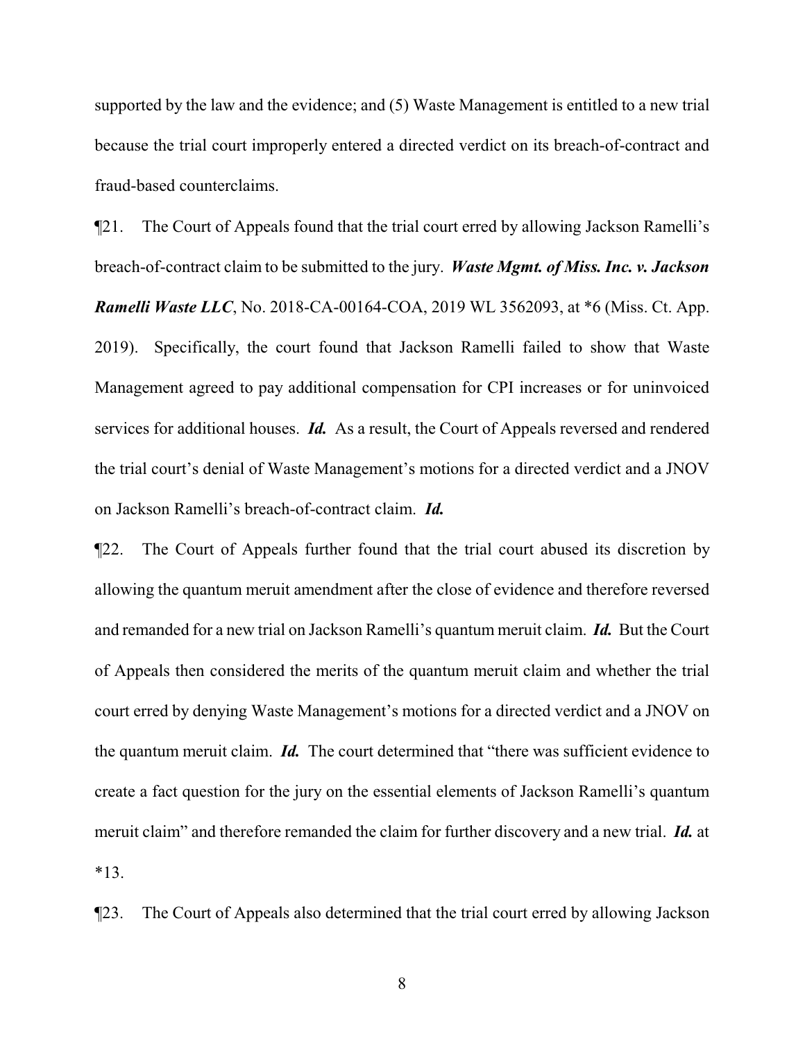supported by the law and the evidence; and (5) Waste Management is entitled to a new trial because the trial court improperly entered a directed verdict on its breach-of-contract and fraud-based counterclaims.

¶21. The Court of Appeals found that the trial court erred by allowing Jackson Ramelli's breach-of-contract claim to be submitted to the jury. ***Waste Mgmt. of Miss. Inc. v. Jackson Ramelli Waste LLC***, No. 2018-CA-00164-COA, 2019 WL 3562093, at *6 (Miss. Ct. App. 2019). Specifically, the court found that Jackson Ramelli failed to show that Waste Management agreed to pay additional compensation for CPI increases or for uninvoiced services for additional houses. ***Id.*** As a result, the Court of Appeals reversed and rendered the trial court's denial of Waste Management's motions for a directed verdict and a JNOV on Jackson Ramelli's breach-of-contract claim. ***Id.***

¶22. The Court of Appeals further found that the trial court abused its discretion by allowing the quantum meruit amendment after the close of evidence and therefore reversed and remanded for a new trial on Jackson Ramelli's quantum meruit claim. ***Id.*** But the Court of Appeals then considered the merits of the quantum meruit claim and whether the trial court erred by denying Waste Management's motions for a directed verdict and a JNOV on the quantum meruit claim. ***Id.*** The court determined that "there was sufficient evidence to create a fact question for the jury on the essential elements of Jackson Ramelli's quantum meruit claim" and therefore remanded the claim for further discovery and a new trial. ***Id.*** at *13.

¶23. The Court of Appeals also determined that the trial court erred by allowing Jackson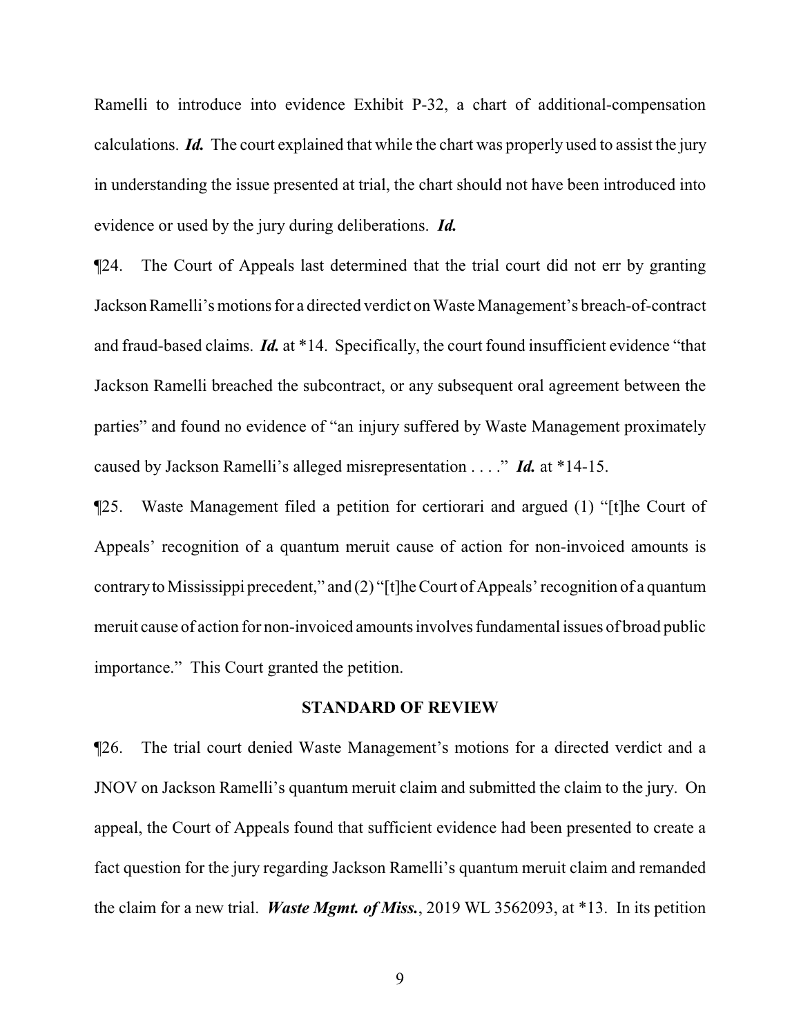Ramelli to introduce into evidence Exhibit P-32, a chart of additional-compensation calculations. ***Id.*** The court explained that while the chart was properly used to assist the jury in understanding the issue presented at trial, the chart should not have been introduced into evidence or used by the jury during deliberations. ***Id.***

¶24. The Court of Appeals last determined that the trial court did not err by granting Jackson Ramelli's motions for a directed verdict on Waste Management's breach-of-contract and fraud-based claims. ***Id.*** at *14. Specifically, the court found insufficient evidence "that Jackson Ramelli breached the subcontract, or any subsequent oral agreement between the parties" and found no evidence of "an injury suffered by Waste Management proximately caused by Jackson Ramelli's alleged misrepresentation . . . ." ***Id.*** at *14-15.

¶25. Waste Management filed a petition for certiorari and argued (1) "[t]he Court of Appeals' recognition of a quantum meruit cause of action for non-invoiced amounts is contrary to Mississippi precedent," and (2) "[t]he Court of Appeals' recognition of a quantum meruit cause of action for non-invoiced amounts involves fundamental issues of broad public importance." This Court granted the petition.

## STANDARD OF REVIEW

¶26. The trial court denied Waste Management's motions for a directed verdict and a JNOV on Jackson Ramelli's quantum meruit claim and submitted the claim to the jury. On appeal, the Court of Appeals found that sufficient evidence had been presented to create a fact question for the jury regarding Jackson Ramelli's quantum meruit claim and remanded the claim for a new trial. ***Waste Mgmt. of Miss.***, 2019 WL 3562093, at *13. In its petition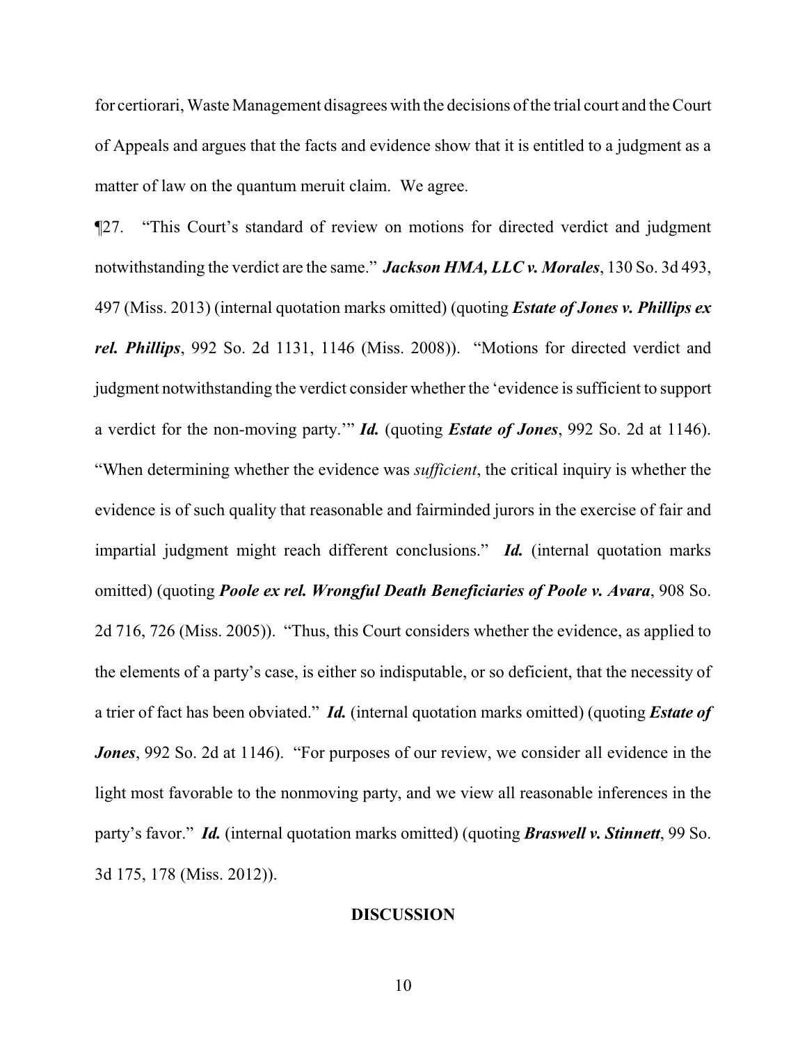for certiorari, Waste Management disagrees with the decisions of the trial court and the Court of Appeals and argues that the facts and evidence show that it is entitled to a judgment as a matter of law on the quantum meruit claim. We agree.

¶27. "This Court's standard of review on motions for directed verdict and judgment notwithstanding the verdict are the same." ***Jackson HMA, LLC v. Morales***, 130 So. 3d 493, 497 (Miss. 2013) (internal quotation marks omitted) (quoting ***Estate of Jones v. Phillips ex rel. Phillips***, 992 So. 2d 1131, 1146 (Miss. 2008)). "Motions for directed verdict and judgment notwithstanding the verdict consider whether the 'evidence is sufficient to support a verdict for the non-moving party.'" ***Id.*** (quoting ***Estate of Jones***, 992 So. 2d at 1146). "When determining whether the evidence was *sufficient*, the critical inquiry is whether the evidence is of such quality that reasonable and fairminded jurors in the exercise of fair and impartial judgment might reach different conclusions." ***Id.*** (internal quotation marks omitted) (quoting ***Poole ex rel. Wrongful Death Beneficiaries of Poole v. Avara***, 908 So. 2d 716, 726 (Miss. 2005)). "Thus, this Court considers whether the evidence, as applied to the elements of a party's case, is either so indisputable, or so deficient, that the necessity of a trier of fact has been obviated." ***Id.*** (internal quotation marks omitted) (quoting ***Estate of Jones***, 992 So. 2d at 1146). "For purposes of our review, we consider all evidence in the light most favorable to the nonmoving party, and we view all reasonable inferences in the party's favor." ***Id.*** (internal quotation marks omitted) (quoting ***Braswell v. Stinnett***, 99 So. 3d 175, 178 (Miss. 2012)).

## DISCUSSION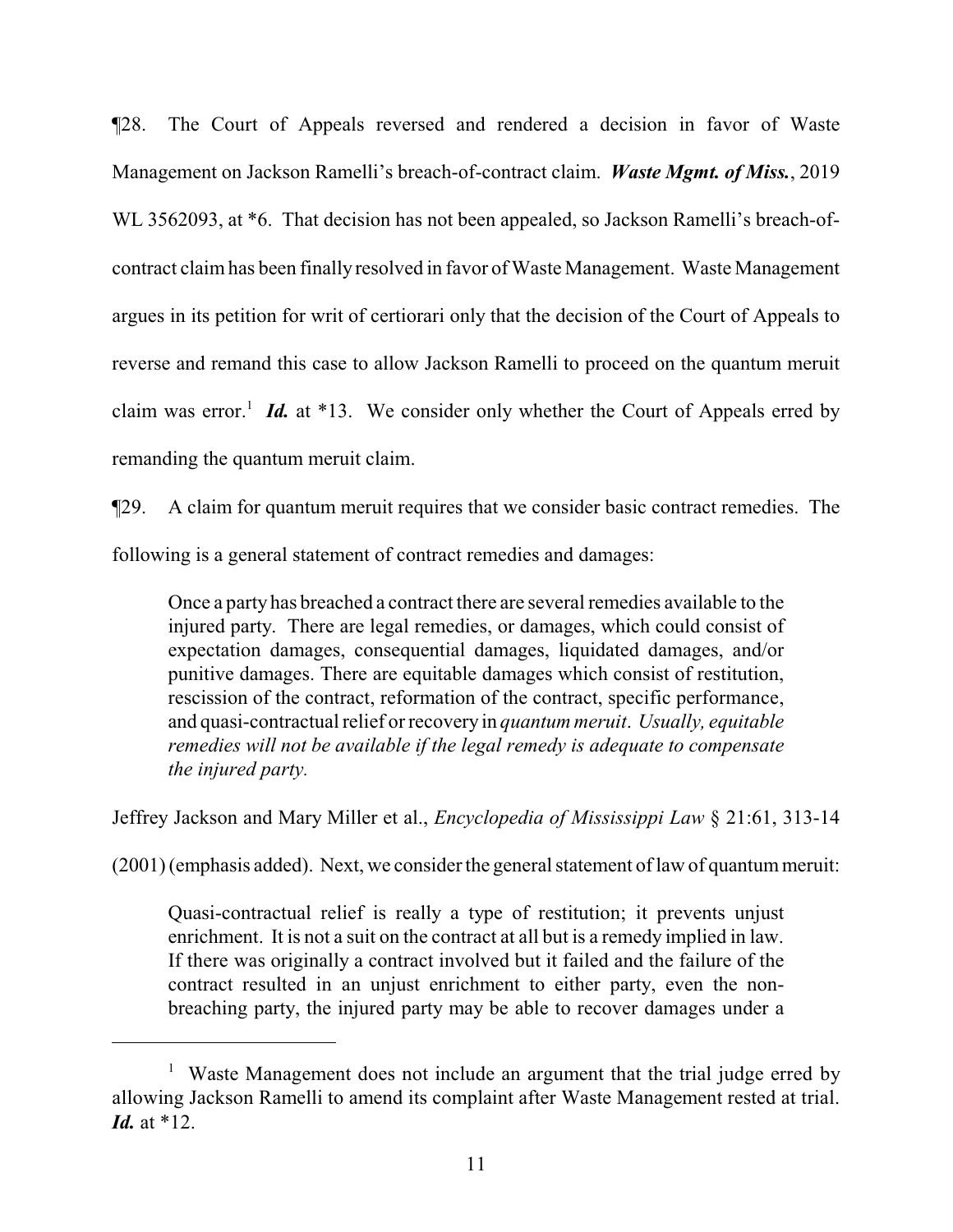¶28. The Court of Appeals reversed and rendered a decision in favor of Waste Management on Jackson Ramelli's breach-of-contract claim. ***Waste Mgmt. of Miss.***, 2019 WL 3562093, at *6. That decision has not been appealed, so Jackson Ramelli's breach-of-contract claim has been finally resolved in favor of Waste Management. Waste Management argues in its petition for writ of certiorari only that the decision of the Court of Appeals to reverse and remand this case to allow Jackson Ramelli to proceed on the quantum meruit claim was error.[1] ***Id.*** at *13. We consider only whether the Court of Appeals erred by remanding the quantum meruit claim.

¶29. A claim for quantum meruit requires that we consider basic contract remedies. The following is a general statement of contract remedies and damages:

> Once a party has breached a contract there are several remedies available to the injured party. There are legal remedies, or damages, which could consist of expectation damages, consequential damages, liquidated damages, and/or punitive damages. There are equitable damages which consist of restitution, rescission of the contract, reformation of the contract, specific performance, and quasi-contractual relief or recovery in *quantum meruit*. *Usually, equitable remedies will not be available if the legal remedy is adequate to compensate the injured party.*

Jeffrey Jackson and Mary Miller et al., *Encyclopedia of Mississippi Law* § 21:61, 313-14 (2001) (emphasis added). Next, we consider the general statement of law of quantum meruit:

> Quasi-contractual relief is really a type of restitution; it prevents unjust enrichment. It is not a suit on the contract at all but is a remedy implied in law. If there was originally a contract involved but it failed and the failure of the contract resulted in an unjust enrichment to either party, even the non-breaching party, the injured party may be able to recover damages under a

---

[1] Waste Management does not include an argument that the trial judge erred by allowing Jackson Ramelli to amend its complaint after Waste Management rested at trial. ***Id.*** at *12.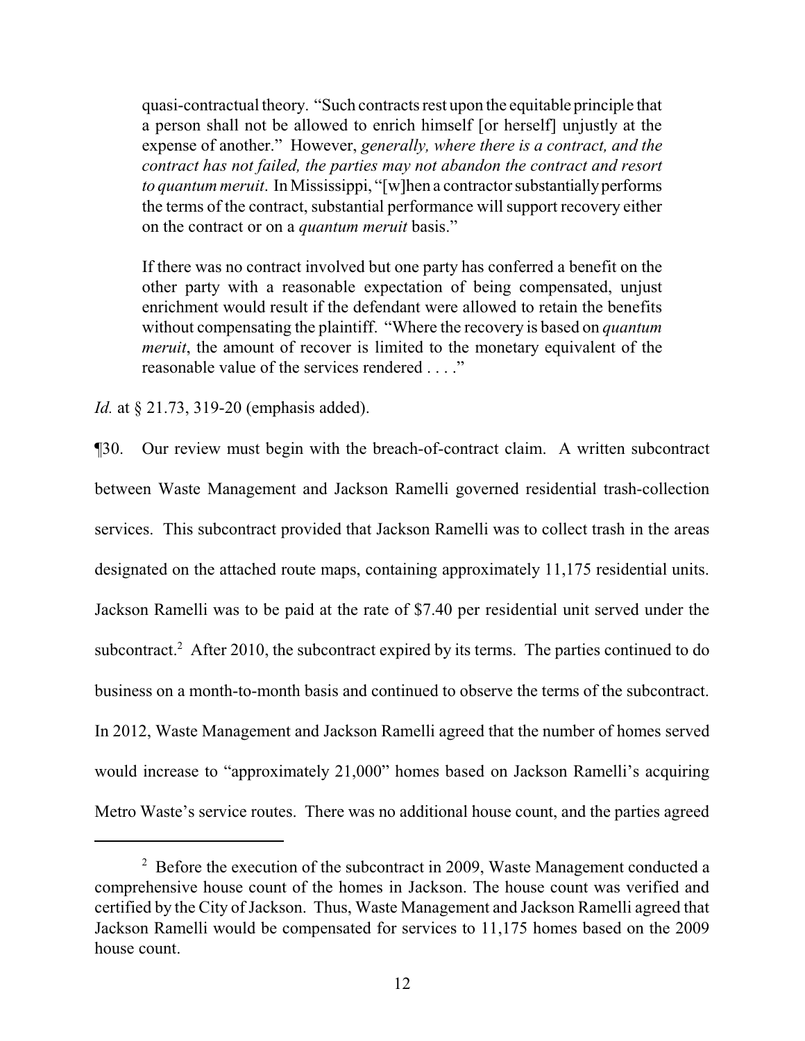> quasi-contractual theory. "Such contracts rest upon the equitable principle that a person shall not be allowed to enrich himself [or herself] unjustly at the expense of another." However, *generally, where there is a contract, and the contract has not failed, the parties may not abandon the contract and resort to quantum meruit*. In Mississippi, "[w]hen a contractor substantially performs the terms of the contract, substantial performance will support recovery either on the contract or on a *quantum meruit* basis."
>
> If there was no contract involved but one party has conferred a benefit on the other party with a reasonable expectation of being compensated, unjust enrichment would result if the defendant were allowed to retain the benefits without compensating the plaintiff. "Where the recovery is based on *quantum meruit*, the amount of recover is limited to the monetary equivalent of the reasonable value of the services rendered . . . ."

*Id.* at § 21.73, 319-20 (emphasis added).

¶30. Our review must begin with the breach-of-contract claim. A written subcontract between Waste Management and Jackson Ramelli governed residential trash-collection services. This subcontract provided that Jackson Ramelli was to collect trash in the areas designated on the attached route maps, containing approximately 11,175 residential units. Jackson Ramelli was to be paid at the rate of $7.40 per residential unit served under the subcontract.[2] After 2010, the subcontract expired by its terms. The parties continued to do business on a month-to-month basis and continued to observe the terms of the subcontract. In 2012, Waste Management and Jackson Ramelli agreed that the number of homes served would increase to "approximately 21,000" homes based on Jackson Ramelli's acquiring Metro Waste's service routes. There was no additional house count, and the parties agreed

[2] Before the execution of the subcontract in 2009, Waste Management conducted a comprehensive house count of the homes in Jackson. The house count was verified and certified by the City of Jackson. Thus, Waste Management and Jackson Ramelli agreed that Jackson Ramelli would be compensated for services to 11,175 homes based on the 2009 house count.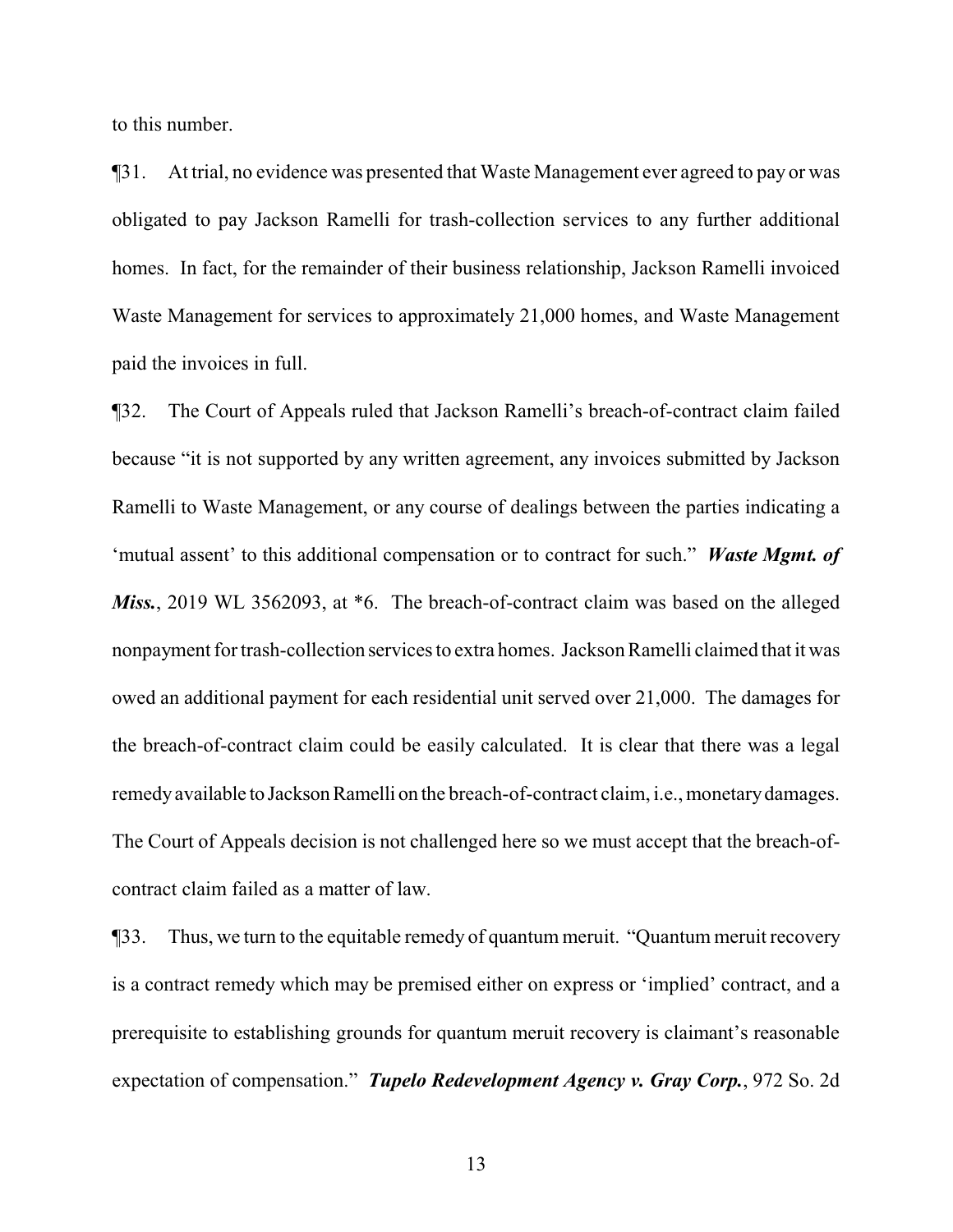to this number.

¶31. At trial, no evidence was presented that Waste Management ever agreed to pay or was obligated to pay Jackson Ramelli for trash-collection services to any further additional homes. In fact, for the remainder of their business relationship, Jackson Ramelli invoiced Waste Management for services to approximately 21,000 homes, and Waste Management paid the invoices in full.

¶32. The Court of Appeals ruled that Jackson Ramelli's breach-of-contract claim failed because "it is not supported by any written agreement, any invoices submitted by Jackson Ramelli to Waste Management, or any course of dealings between the parties indicating a 'mutual assent' to this additional compensation or to contract for such." ***Waste Mgmt. of Miss.***, 2019 WL 3562093, at *6. The breach-of-contract claim was based on the alleged nonpayment for trash-collection services to extra homes. Jackson Ramelli claimed that it was owed an additional payment for each residential unit served over 21,000. The damages for the breach-of-contract claim could be easily calculated. It is clear that there was a legal remedy available to Jackson Ramelli on the breach-of-contract claim, i.e., monetary damages. The Court of Appeals decision is not challenged here so we must accept that the breach-of-contract claim failed as a matter of law.

¶33. Thus, we turn to the equitable remedy of quantum meruit. "Quantum meruit recovery is a contract remedy which may be premised either on express or 'implied' contract, and a prerequisite to establishing grounds for quantum meruit recovery is claimant's reasonable expectation of compensation." ***Tupelo Redevelopment Agency v. Gray Corp.***, 972 So. 2d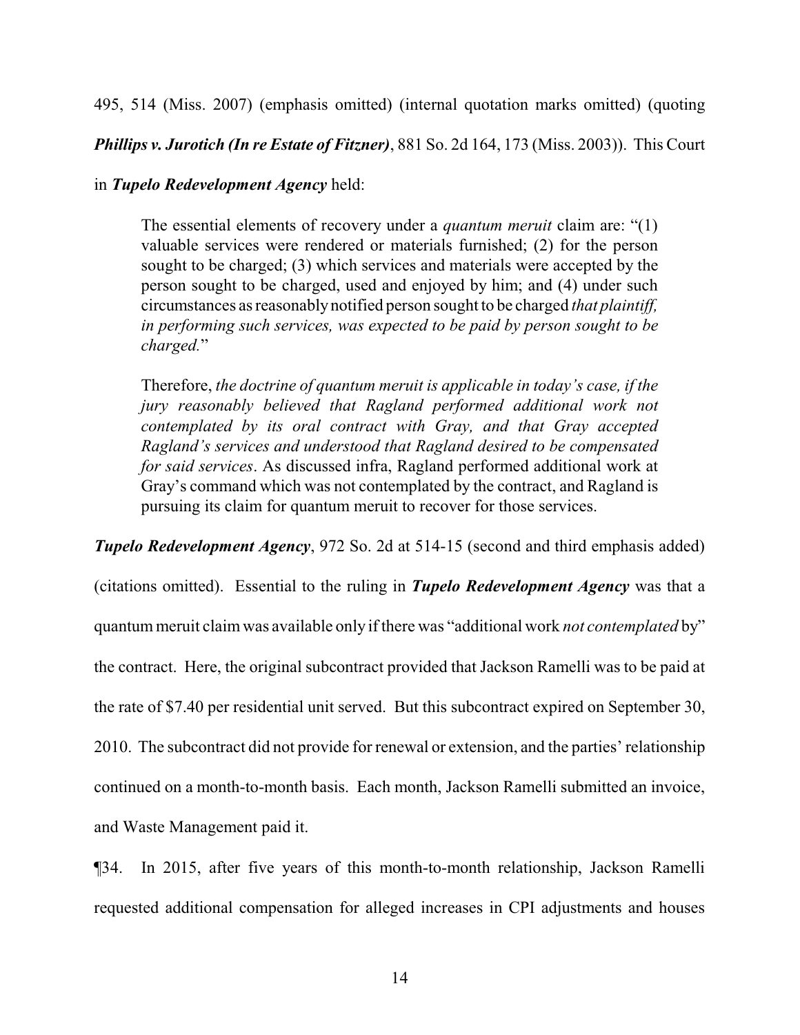495, 514 (Miss. 2007) (emphasis omitted) (internal quotation marks omitted) (quoting ***Phillips v. Jurotich (In re Estate of Fitzner)***, 881 So. 2d 164, 173 (Miss. 2003)). This Court in ***Tupelo Redevelopment Agency*** held:

> The essential elements of recovery under a *quantum meruit* claim are: "(1) valuable services were rendered or materials furnished; (2) for the person sought to be charged; (3) which services and materials were accepted by the person sought to be charged, used and enjoyed by him; and (4) under such circumstances as reasonably notified person sought to be charged *that plaintiff, in performing such services, was expected to be paid by person sought to be charged.*"
>
> Therefore, *the doctrine of quantum meruit is applicable in today's case, if the jury reasonably believed that Ragland performed additional work not contemplated by its oral contract with Gray, and that Gray accepted Ragland's services and understood that Ragland desired to be compensated for said services*. As discussed infra, Ragland performed additional work at Gray's command which was not contemplated by the contract, and Ragland is pursuing its claim for quantum meruit to recover for those services.

***Tupelo Redevelopment Agency***, 972 So. 2d at 514-15 (second and third emphasis added) (citations omitted). Essential to the ruling in ***Tupelo Redevelopment Agency*** was that a quantum meruit claim was available only if there was "additional work *not contemplated* by" the contract. Here, the original subcontract provided that Jackson Ramelli was to be paid at the rate of $7.40 per residential unit served. But this subcontract expired on September 30, 2010. The subcontract did not provide for renewal or extension, and the parties' relationship continued on a month-to-month basis. Each month, Jackson Ramelli submitted an invoice, and Waste Management paid it.

¶34. In 2015, after five years of this month-to-month relationship, Jackson Ramelli requested additional compensation for alleged increases in CPI adjustments and houses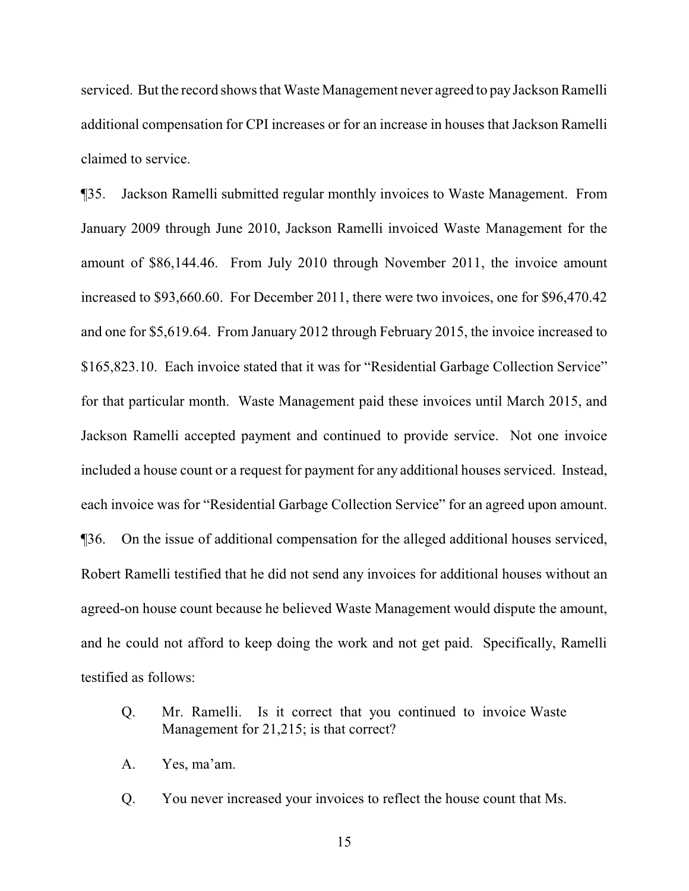serviced. But the record shows that Waste Management never agreed to pay Jackson Ramelli additional compensation for CPI increases or for an increase in houses that Jackson Ramelli claimed to service.

¶35. Jackson Ramelli submitted regular monthly invoices to Waste Management. From January 2009 through June 2010, Jackson Ramelli invoiced Waste Management for the amount of $86,144.46. From July 2010 through November 2011, the invoice amount increased to $93,660.60. For December 2011, there were two invoices, one for $96,470.42 and one for $5,619.64. From January 2012 through February 2015, the invoice increased to $165,823.10. Each invoice stated that it was for "Residential Garbage Collection Service" for that particular month. Waste Management paid these invoices until March 2015, and Jackson Ramelli accepted payment and continued to provide service. Not one invoice included a house count or a request for payment for any additional houses serviced. Instead, each invoice was for "Residential Garbage Collection Service" for an agreed upon amount.

¶36. On the issue of additional compensation for the alleged additional houses serviced, Robert Ramelli testified that he did not send any invoices for additional houses without an agreed-on house count because he believed Waste Management would dispute the amount, and he could not afford to keep doing the work and not get paid. Specifically, Ramelli testified as follows:

> Q. Mr. Ramelli. Is it correct that you continued to invoice Waste Management for 21,215; is that correct?
>
> A. Yes, ma'am.
>
> Q. You never increased your invoices to reflect the house count that Ms.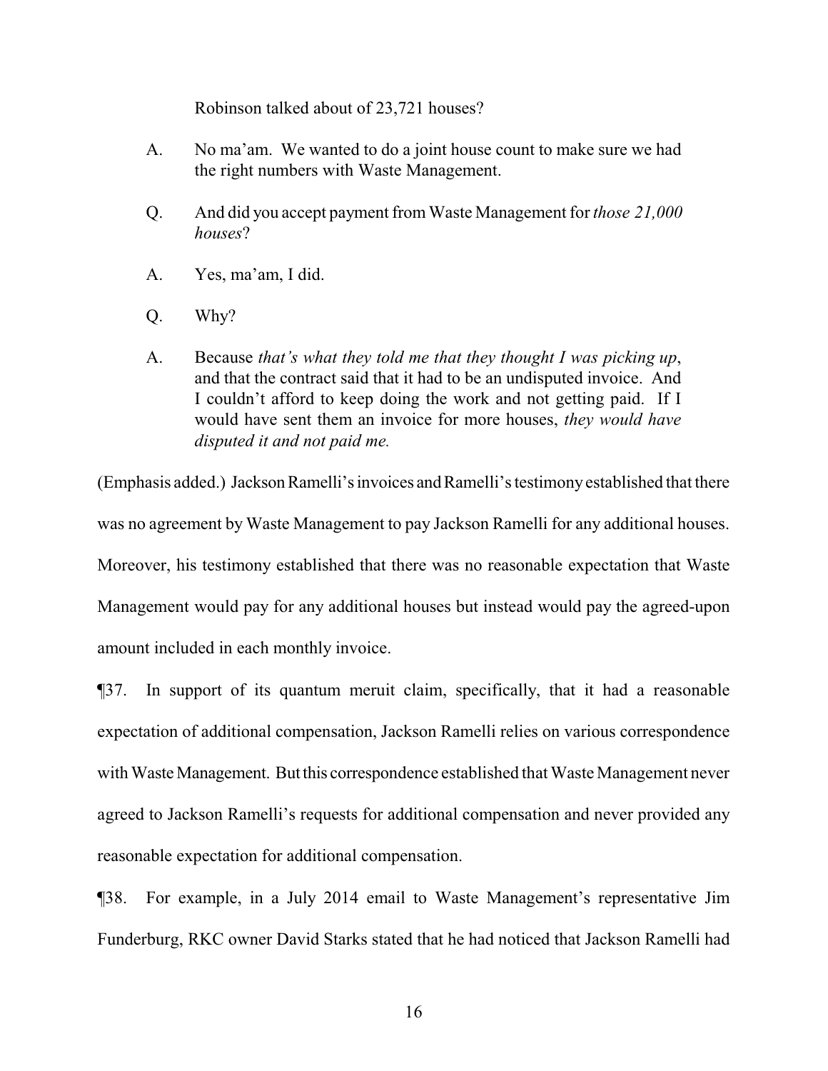Robinson talked about of 23,721 houses?

A. No ma'am. We wanted to do a joint house count to make sure we had the right numbers with Waste Management.

Q. And did you accept payment from Waste Management for *those 21,000 houses*?

A. Yes, ma'am, I did.

Q. Why?

A. Because *that's what they told me that they thought I was picking up*, and that the contract said that it had to be an undisputed invoice. And I couldn't afford to keep doing the work and not getting paid. If I would have sent them an invoice for more houses, *they would have disputed it and not paid me.*

(Emphasis added.) Jackson Ramelli's invoices and Ramelli's testimony established that there was no agreement by Waste Management to pay Jackson Ramelli for any additional houses. Moreover, his testimony established that there was no reasonable expectation that Waste Management would pay for any additional houses but instead would pay the agreed-upon amount included in each monthly invoice.

¶37. In support of its quantum meruit claim, specifically, that it had a reasonable expectation of additional compensation, Jackson Ramelli relies on various correspondence with Waste Management. But this correspondence established that Waste Management never agreed to Jackson Ramelli's requests for additional compensation and never provided any reasonable expectation for additional compensation.

¶38. For example, in a July 2014 email to Waste Management's representative Jim Funderburg, RKC owner David Starks stated that he had noticed that Jackson Ramelli had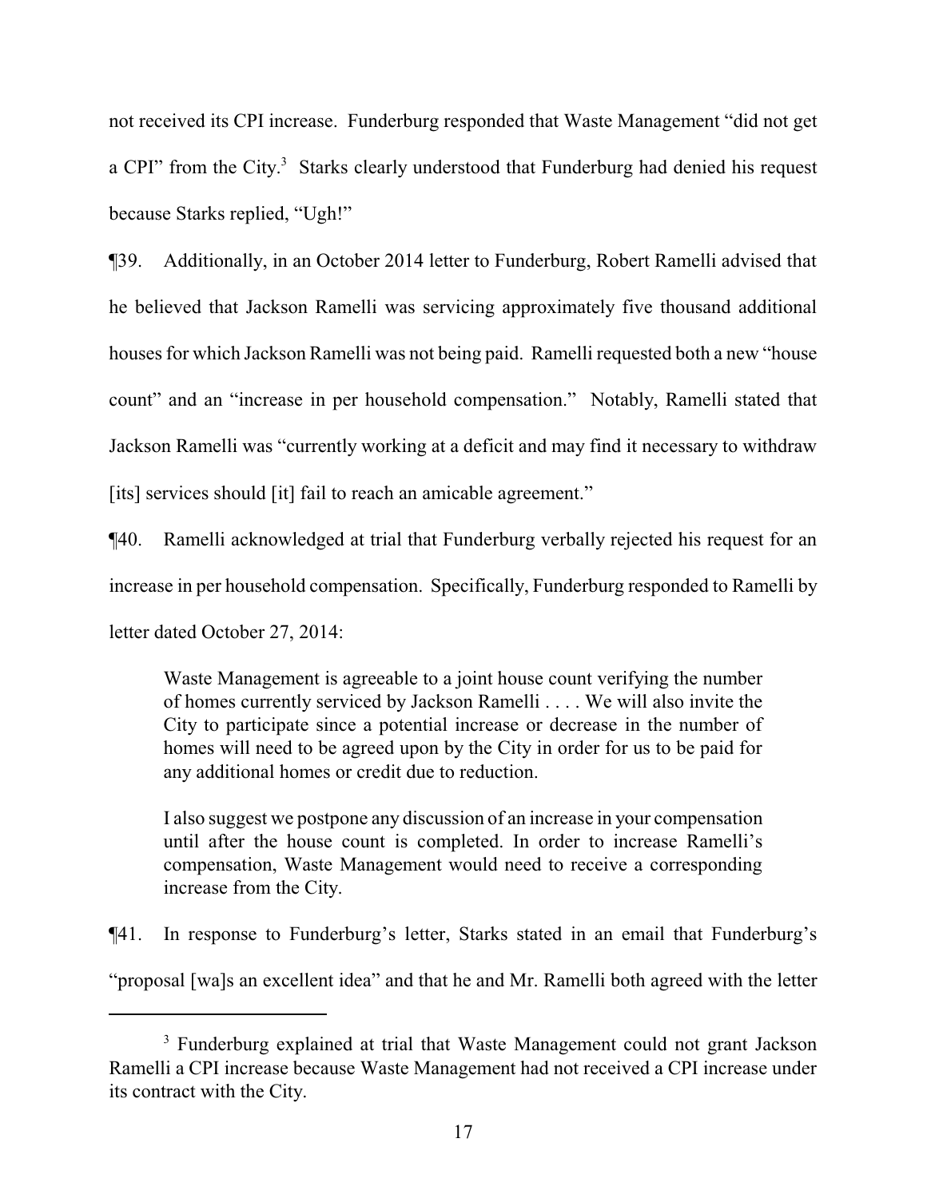not received its CPI increase. Funderburg responded that Waste Management "did not get a CPI" from the City.[3] Starks clearly understood that Funderburg had denied his request because Starks replied, "Ugh!"

¶39. Additionally, in an October 2014 letter to Funderburg, Robert Ramelli advised that he believed that Jackson Ramelli was servicing approximately five thousand additional houses for which Jackson Ramelli was not being paid. Ramelli requested both a new "house count" and an "increase in per household compensation." Notably, Ramelli stated that Jackson Ramelli was "currently working at a deficit and may find it necessary to withdraw [its] services should [it] fail to reach an amicable agreement."

¶40. Ramelli acknowledged at trial that Funderburg verbally rejected his request for an increase in per household compensation. Specifically, Funderburg responded to Ramelli by letter dated October 27, 2014:

> Waste Management is agreeable to a joint house count verifying the number of homes currently serviced by Jackson Ramelli . . . . We will also invite the City to participate since a potential increase or decrease in the number of homes will need to be agreed upon by the City in order for us to be paid for any additional homes or credit due to reduction.
>
> I also suggest we postpone any discussion of an increase in your compensation until after the house count is completed. In order to increase Ramelli's compensation, Waste Management would need to receive a corresponding increase from the City.

¶41. In response to Funderburg's letter, Starks stated in an email that Funderburg's "proposal [wa]s an excellent idea" and that he and Mr. Ramelli both agreed with the letter

[3] Funderburg explained at trial that Waste Management could not grant Jackson Ramelli a CPI increase because Waste Management had not received a CPI increase under its contract with the City.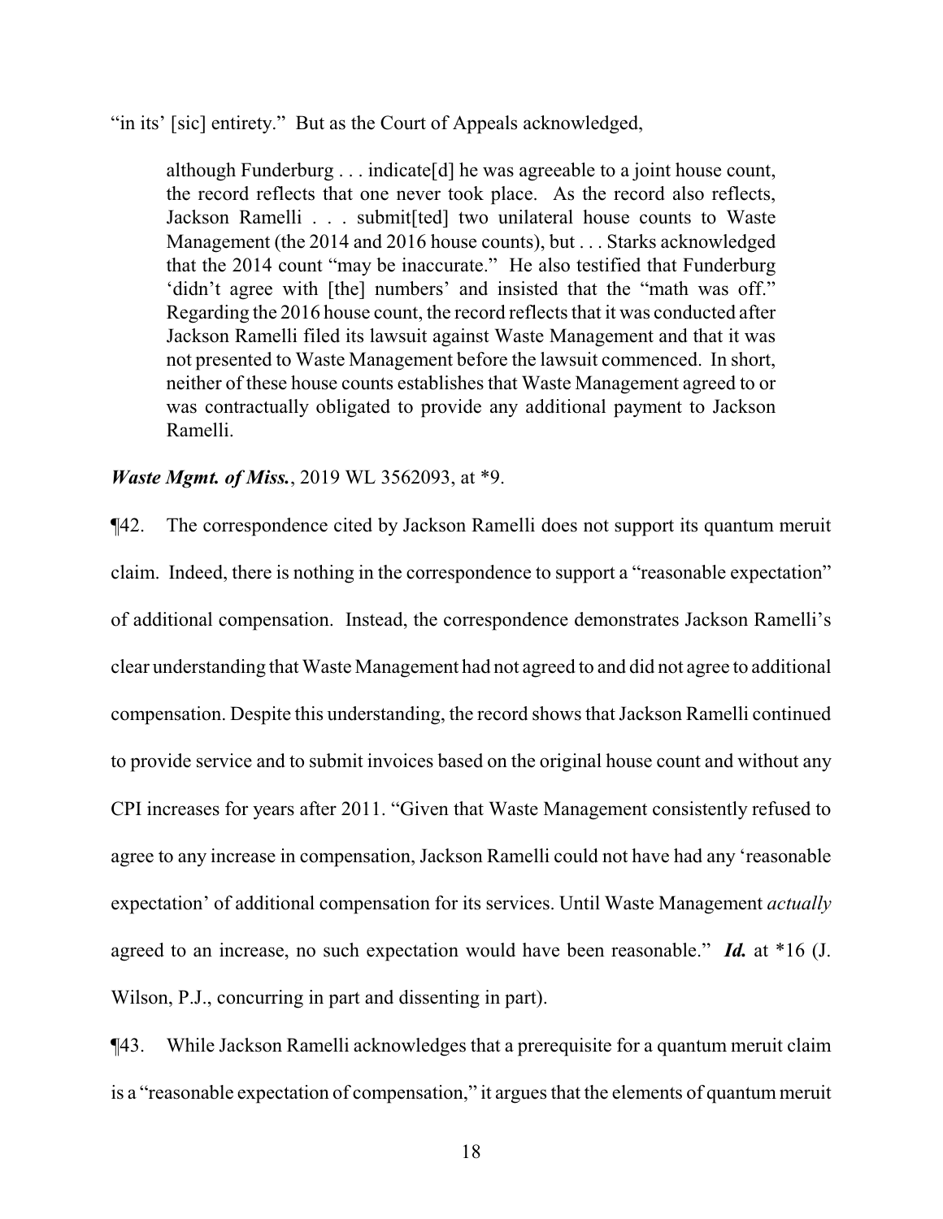"in its' [sic] entirety." But as the Court of Appeals acknowledged,

> although Funderburg . . . indicate[d] he was agreeable to a joint house count, the record reflects that one never took place. As the record also reflects, Jackson Ramelli . . . submit[ted] two unilateral house counts to Waste Management (the 2014 and 2016 house counts), but . . . Starks acknowledged that the 2014 count "may be inaccurate." He also testified that Funderburg 'didn't agree with [the] numbers' and insisted that the "math was off." Regarding the 2016 house count, the record reflects that it was conducted after Jackson Ramelli filed its lawsuit against Waste Management and that it was not presented to Waste Management before the lawsuit commenced. In short, neither of these house counts establishes that Waste Management agreed to or was contractually obligated to provide any additional payment to Jackson Ramelli.

***Waste Mgmt. of Miss.***, 2019 WL 3562093, at *9.

¶42. The correspondence cited by Jackson Ramelli does not support its quantum meruit claim. Indeed, there is nothing in the correspondence to support a "reasonable expectation" of additional compensation. Instead, the correspondence demonstrates Jackson Ramelli's clear understanding that Waste Management had not agreed to and did not agree to additional compensation. Despite this understanding, the record shows that Jackson Ramelli continued to provide service and to submit invoices based on the original house count and without any CPI increases for years after 2011. "Given that Waste Management consistently refused to agree to any increase in compensation, Jackson Ramelli could not have had any 'reasonable expectation' of additional compensation for its services. Until Waste Management *actually* agreed to an increase, no such expectation would have been reasonable." ***Id.*** at *16 (J. Wilson, P.J., concurring in part and dissenting in part).

¶43. While Jackson Ramelli acknowledges that a prerequisite for a quantum meruit claim is a "reasonable expectation of compensation," it argues that the elements of quantum meruit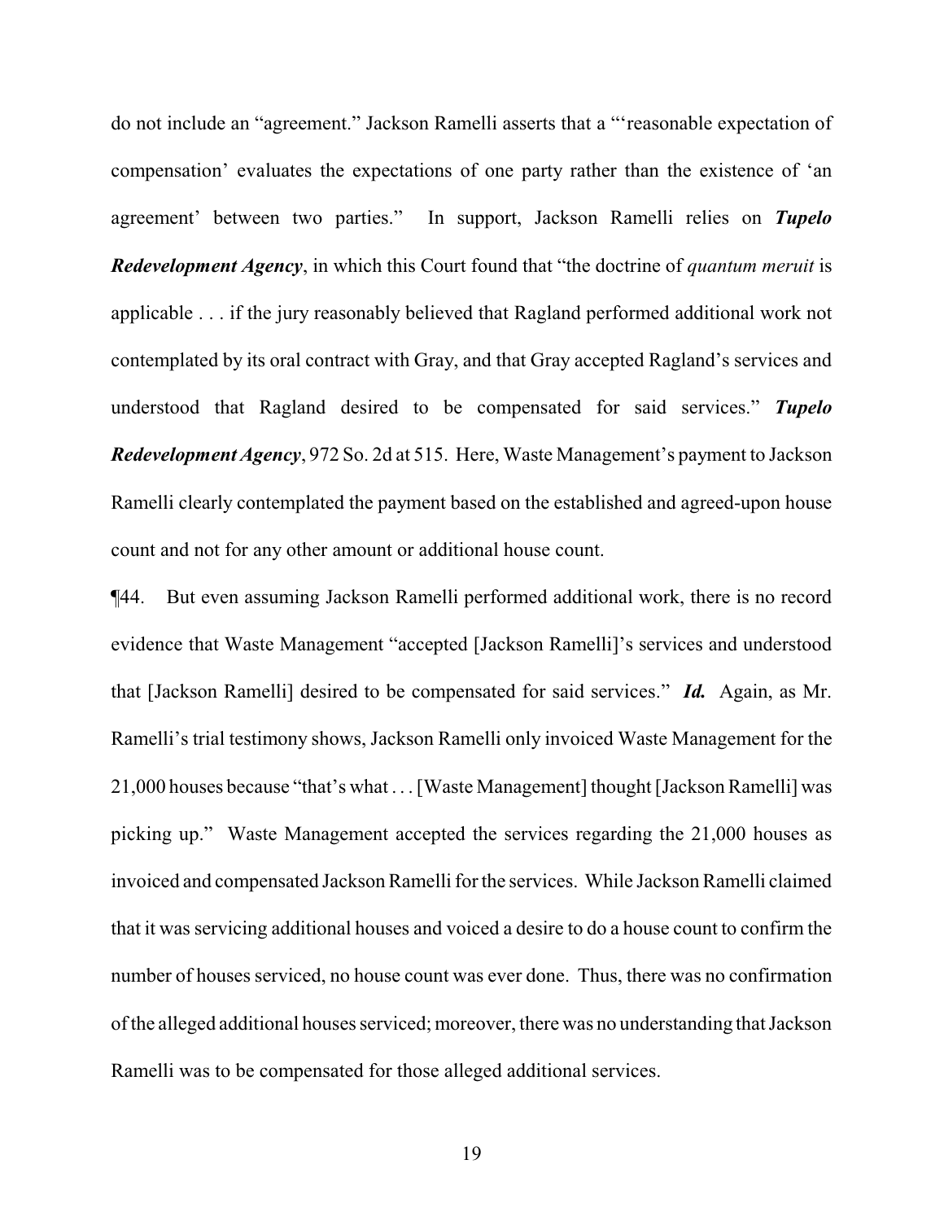do not include an "agreement." Jackson Ramelli asserts that a "'reasonable expectation of compensation' evaluates the expectations of one party rather than the existence of 'an agreement' between two parties." In support, Jackson Ramelli relies on ***Tupelo Redevelopment Agency***, in which this Court found that "the doctrine of *quantum meruit* is applicable . . . if the jury reasonably believed that Ragland performed additional work not contemplated by its oral contract with Gray, and that Gray accepted Ragland's services and understood that Ragland desired to be compensated for said services." ***Tupelo Redevelopment Agency***, 972 So. 2d at 515. Here, Waste Management's payment to Jackson Ramelli clearly contemplated the payment based on the established and agreed-upon house count and not for any other amount or additional house count.

¶44. But even assuming Jackson Ramelli performed additional work, there is no record evidence that Waste Management "accepted [Jackson Ramelli]'s services and understood that [Jackson Ramelli] desired to be compensated for said services." ***Id.*** Again, as Mr. Ramelli's trial testimony shows, Jackson Ramelli only invoiced Waste Management for the 21,000 houses because "that's what . . . [Waste Management] thought [Jackson Ramelli] was picking up." Waste Management accepted the services regarding the 21,000 houses as invoiced and compensated Jackson Ramelli for the services. While Jackson Ramelli claimed that it was servicing additional houses and voiced a desire to do a house count to confirm the number of houses serviced, no house count was ever done. Thus, there was no confirmation of the alleged additional houses serviced; moreover, there was no understanding that Jackson Ramelli was to be compensated for those alleged additional services.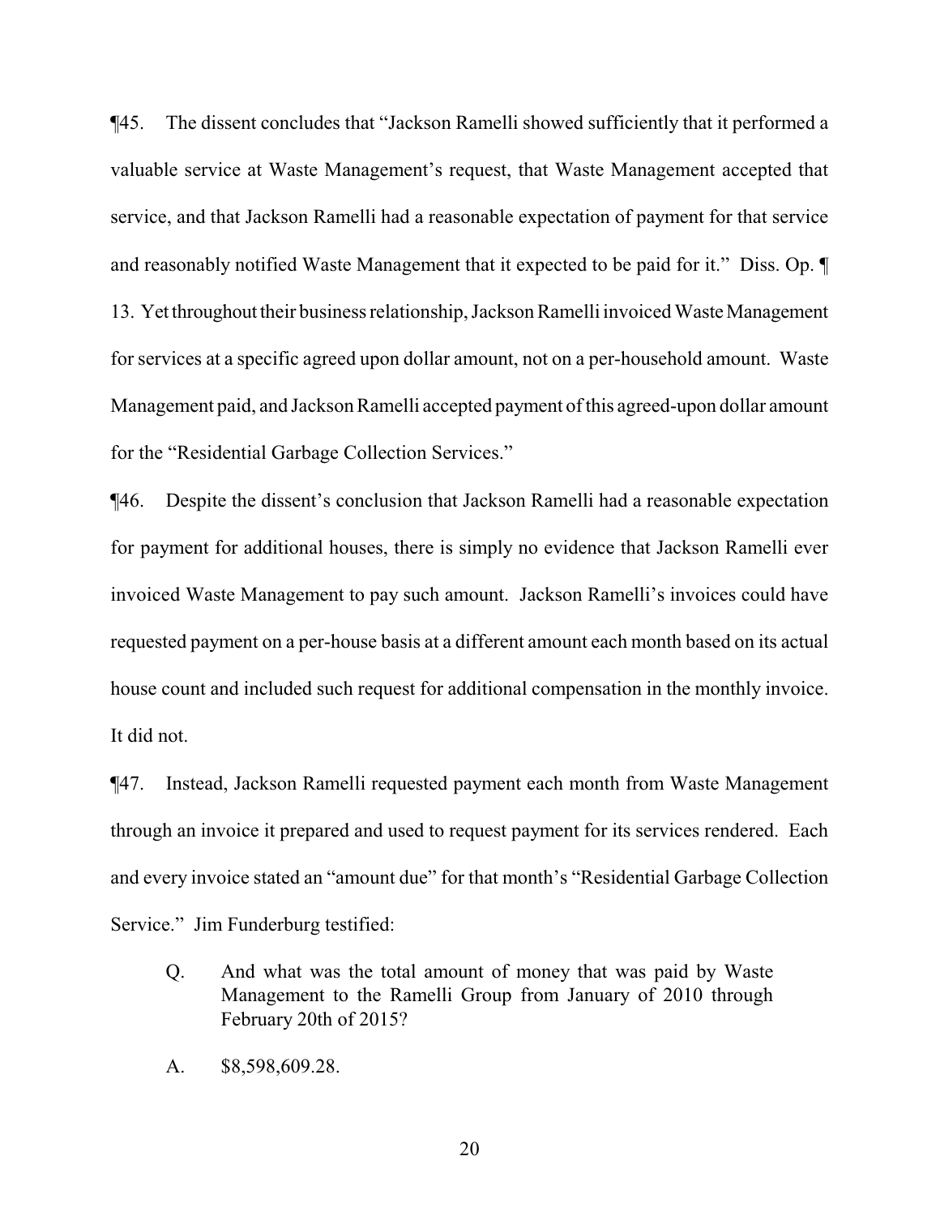¶45. The dissent concludes that "Jackson Ramelli showed sufficiently that it performed a valuable service at Waste Management's request, that Waste Management accepted that service, and that Jackson Ramelli had a reasonable expectation of payment for that service and reasonably notified Waste Management that it expected to be paid for it." Diss. Op. ¶ 13. Yet throughout their business relationship, Jackson Ramelli invoiced Waste Management for services at a specific agreed upon dollar amount, not on a per-household amount. Waste Management paid, and Jackson Ramelli accepted payment of this agreed-upon dollar amount for the "Residential Garbage Collection Services."

¶46. Despite the dissent's conclusion that Jackson Ramelli had a reasonable expectation for payment for additional houses, there is simply no evidence that Jackson Ramelli ever invoiced Waste Management to pay such amount. Jackson Ramelli's invoices could have requested payment on a per-house basis at a different amount each month based on its actual house count and included such request for additional compensation in the monthly invoice. It did not.

¶47. Instead, Jackson Ramelli requested payment each month from Waste Management through an invoice it prepared and used to request payment for its services rendered. Each and every invoice stated an "amount due" for that month's "Residential Garbage Collection Service." Jim Funderburg testified:

> Q. And what was the total amount of money that was paid by Waste Management to the Ramelli Group from January of 2010 through February 20th of 2015?
>
> A. $8,598,609.28.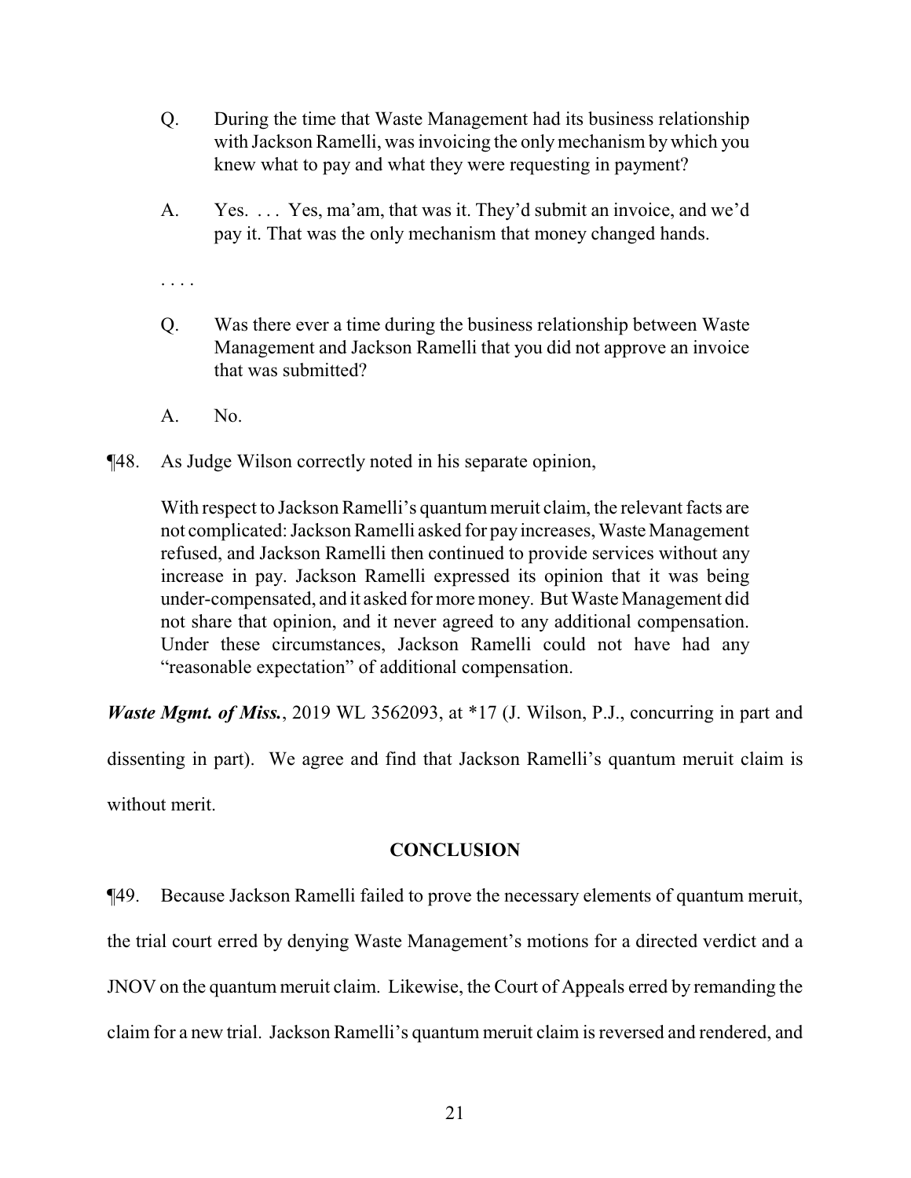> Q. During the time that Waste Management had its business relationship with Jackson Ramelli, was invoicing the only mechanism by which you knew what to pay and what they were requesting in payment?
>
> A. Yes. . . . Yes, ma'am, that was it. They'd submit an invoice, and we'd pay it. That was the only mechanism that money changed hands.
>
> . . . .
>
> Q. Was there ever a time during the business relationship between Waste Management and Jackson Ramelli that you did not approve an invoice that was submitted?
>
> A. No.

¶48. As Judge Wilson correctly noted in his separate opinion,

> With respect to Jackson Ramelli's quantum meruit claim, the relevant facts are not complicated: Jackson Ramelli asked for pay increases, Waste Management refused, and Jackson Ramelli then continued to provide services without any increase in pay. Jackson Ramelli expressed its opinion that it was being under-compensated, and it asked for more money. But Waste Management did not share that opinion, and it never agreed to any additional compensation. Under these circumstances, Jackson Ramelli could not have had any "reasonable expectation" of additional compensation.

***Waste Mgmt. of Miss.***, 2019 WL 3562093, at *17 (J. Wilson, P.J., concurring in part and dissenting in part). We agree and find that Jackson Ramelli's quantum meruit claim is without merit.

## CONCLUSION

¶49. Because Jackson Ramelli failed to prove the necessary elements of quantum meruit, the trial court erred by denying Waste Management's motions for a directed verdict and a JNOV on the quantum meruit claim. Likewise, the Court of Appeals erred by remanding the claim for a new trial. Jackson Ramelli's quantum meruit claim is reversed and rendered, and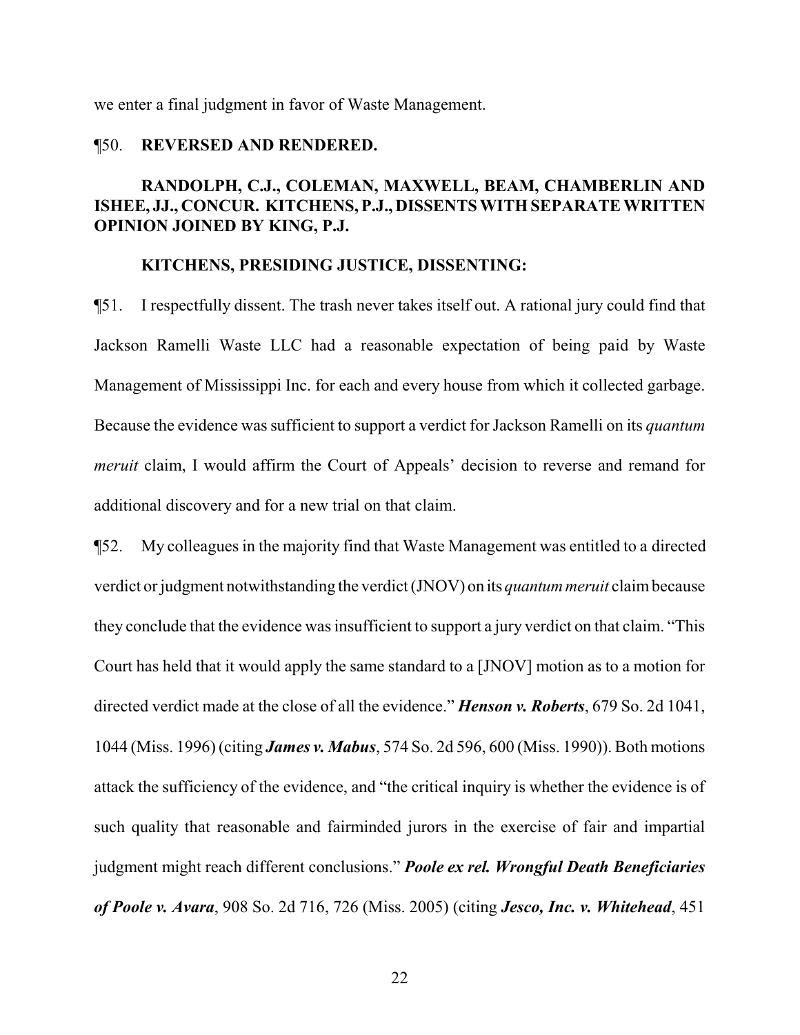we enter a final judgment in favor of Waste Management.

¶50. **REVERSED AND RENDERED.**

**RANDOLPH, C.J., COLEMAN, MAXWELL, BEAM, CHAMBERLIN AND ISHEE, JJ., CONCUR. KITCHENS, P.J., DISSENTS WITH SEPARATE WRITTEN OPINION JOINED BY KING, P.J.**

**KITCHENS, PRESIDING JUSTICE, DISSENTING:**

¶51. I respectfully dissent. The trash never takes itself out. A rational jury could find that Jackson Ramelli Waste LLC had a reasonable expectation of being paid by Waste Management of Mississippi Inc. for each and every house from which it collected garbage. Because the evidence was sufficient to support a verdict for Jackson Ramelli on its *quantum meruit* claim, I would affirm the Court of Appeals' decision to reverse and remand for additional discovery and for a new trial on that claim.

¶52. My colleagues in the majority find that Waste Management was entitled to a directed verdict or judgment notwithstanding the verdict (JNOV) on its *quantum meruit* claim because they conclude that the evidence was insufficient to support a jury verdict on that claim. "This Court has held that it would apply the same standard to a [JNOV] motion as to a motion for directed verdict made at the close of all the evidence." ***Henson v. Roberts***, 679 So. 2d 1041, 1044 (Miss. 1996) (citing ***James v. Mabus***, 574 So. 2d 596, 600 (Miss. 1990)). Both motions attack the sufficiency of the evidence, and "the critical inquiry is whether the evidence is of such quality that reasonable and fairminded jurors in the exercise of fair and impartial judgment might reach different conclusions." ***Poole ex rel. Wrongful Death Beneficiaries of Poole v. Avara***, 908 So. 2d 716, 726 (Miss. 2005) (citing ***Jesco, Inc. v. Whitehead***, 451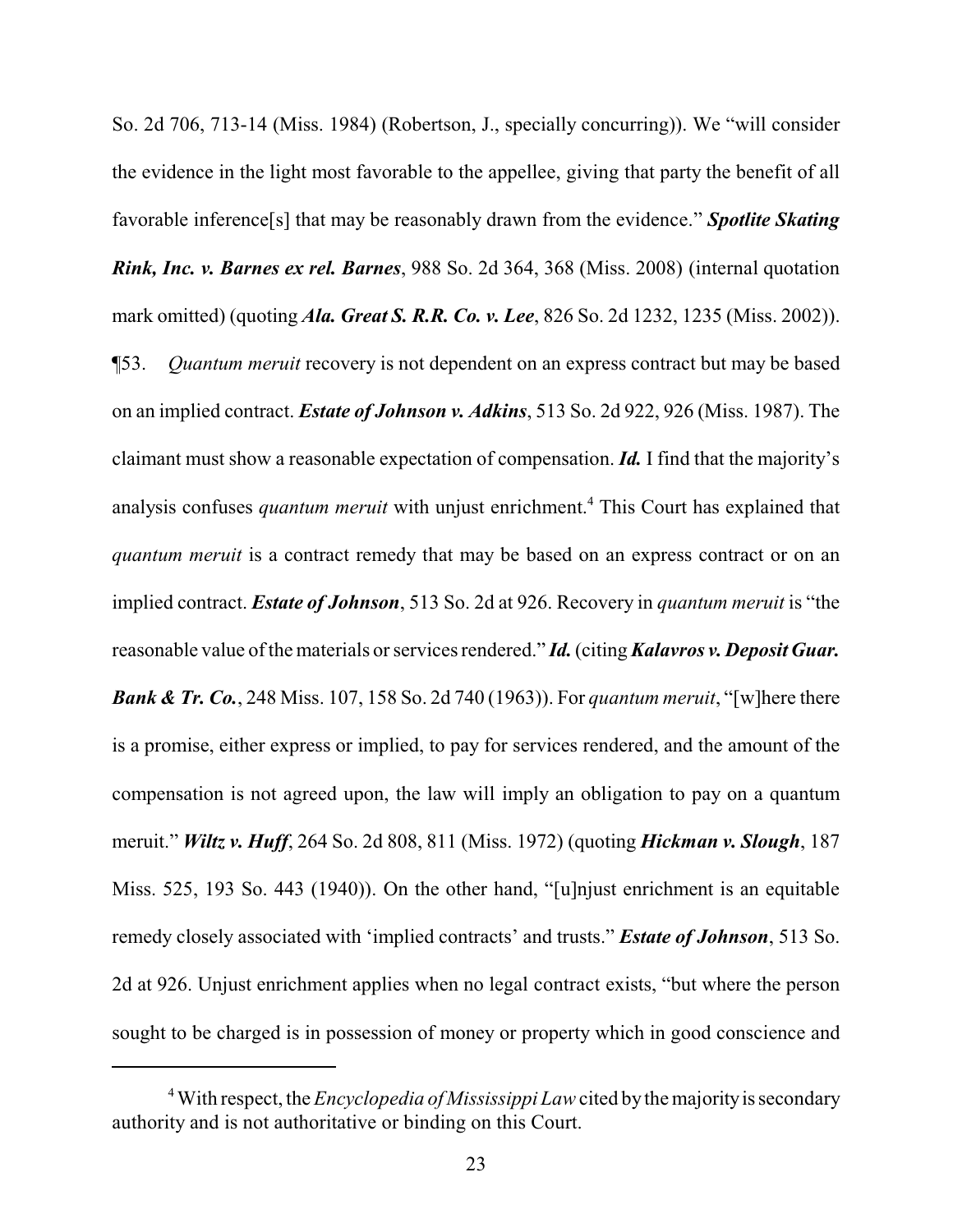So. 2d 706, 713-14 (Miss. 1984) (Robertson, J., specially concurring)). We "will consider the evidence in the light most favorable to the appellee, giving that party the benefit of all favorable inference[s] that may be reasonably drawn from the evidence." ***Spotlite Skating Rink, Inc. v. Barnes ex rel. Barnes***, 988 So. 2d 364, 368 (Miss. 2008) (internal quotation mark omitted) (quoting ***Ala. Great S. R.R. Co. v. Lee***, 826 So. 2d 1232, 1235 (Miss. 2002)).

¶53. *Quantum meruit* recovery is not dependent on an express contract but may be based on an implied contract. ***Estate of Johnson v. Adkins***, 513 So. 2d 922, 926 (Miss. 1987). The claimant must show a reasonable expectation of compensation. ***Id.*** I find that the majority's analysis confuses *quantum meruit* with unjust enrichment.[4] This Court has explained that *quantum meruit* is a contract remedy that may be based on an express contract or on an implied contract. ***Estate of Johnson***, 513 So. 2d at 926. Recovery in *quantum meruit* is "the reasonable value of the materials or services rendered." ***Id.*** (citing ***Kalavros v. Deposit Guar. Bank & Tr. Co.***, 248 Miss. 107, 158 So. 2d 740 (1963)). For *quantum meruit*, "[w]here there is a promise, either express or implied, to pay for services rendered, and the amount of the compensation is not agreed upon, the law will imply an obligation to pay on a quantum meruit." ***Wiltz v. Huff***, 264 So. 2d 808, 811 (Miss. 1972) (quoting ***Hickman v. Slough***, 187 Miss. 525, 193 So. 443 (1940)). On the other hand, "[u]njust enrichment is an equitable remedy closely associated with 'implied contracts' and trusts." ***Estate of Johnson***, 513 So. 2d at 926. Unjust enrichment applies when no legal contract exists, "but where the person sought to be charged is in possession of money or property which in good conscience and

[4] With respect, the *Encyclopedia of Mississippi Law* cited by the majority is secondary authority and is not authoritative or binding on this Court.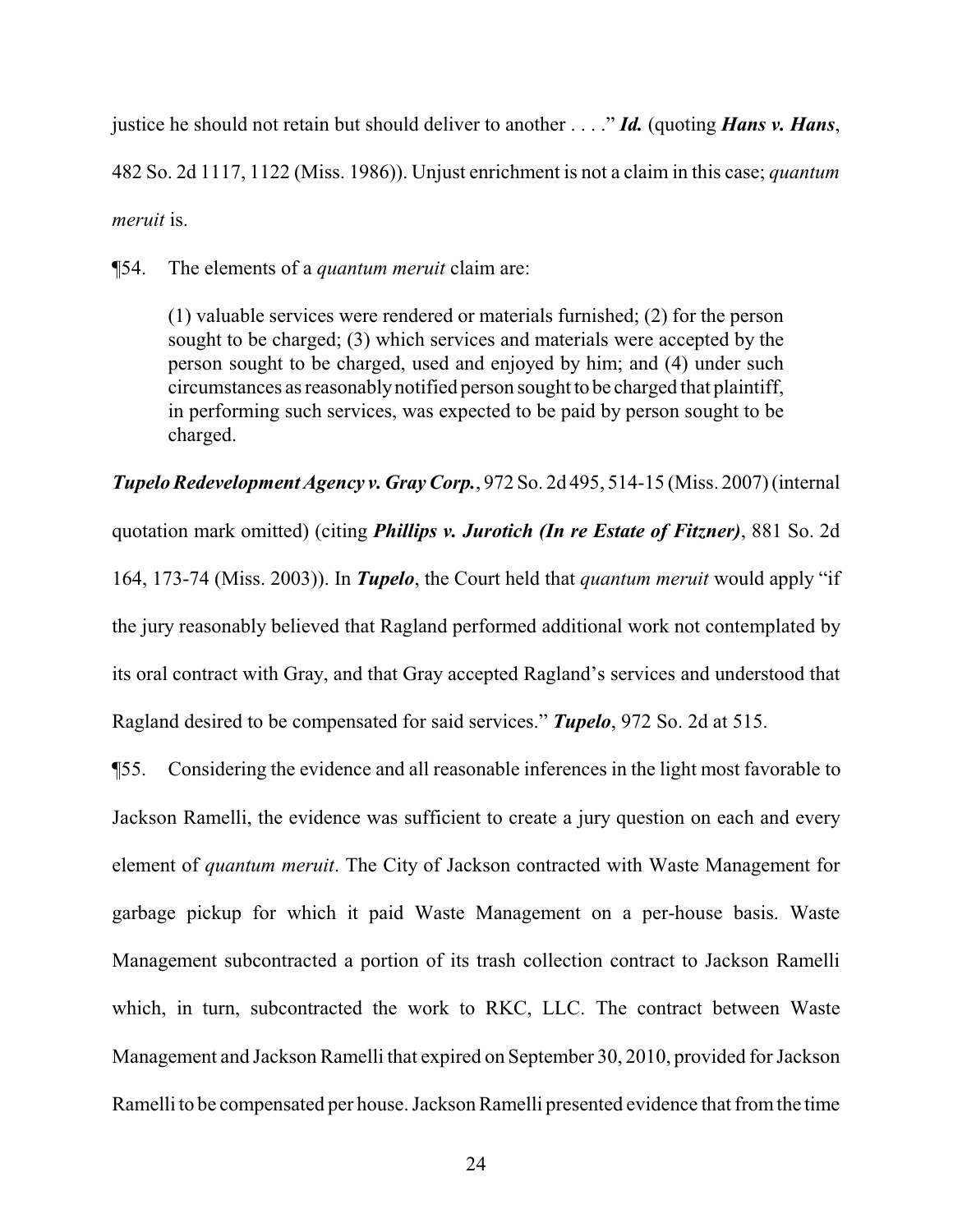justice he should not retain but should deliver to another . . . ." ***Id.*** (quoting ***Hans v. Hans***, 482 So. 2d 1117, 1122 (Miss. 1986)). Unjust enrichment is not a claim in this case; *quantum meruit* is.

¶54. The elements of a *quantum meruit* claim are:

> (1) valuable services were rendered or materials furnished; (2) for the person sought to be charged; (3) which services and materials were accepted by the person sought to be charged, used and enjoyed by him; and (4) under such circumstances as reasonably notified person sought to be charged that plaintiff, in performing such services, was expected to be paid by person sought to be charged.

***Tupelo Redevelopment Agency v. Gray Corp.***, 972 So. 2d 495, 514-15 (Miss. 2007) (internal quotation mark omitted) (citing ***Phillips v. Jurotich (In re Estate of Fitzner)***, 881 So. 2d 164, 173-74 (Miss. 2003)). In ***Tupelo***, the Court held that *quantum meruit* would apply "if the jury reasonably believed that Ragland performed additional work not contemplated by its oral contract with Gray, and that Gray accepted Ragland's services and understood that Ragland desired to be compensated for said services." ***Tupelo***, 972 So. 2d at 515.

¶55. Considering the evidence and all reasonable inferences in the light most favorable to Jackson Ramelli, the evidence was sufficient to create a jury question on each and every element of *quantum meruit*. The City of Jackson contracted with Waste Management for garbage pickup for which it paid Waste Management on a per-house basis. Waste Management subcontracted a portion of its trash collection contract to Jackson Ramelli which, in turn, subcontracted the work to RKC, LLC. The contract between Waste Management and Jackson Ramelli that expired on September 30, 2010, provided for Jackson Ramelli to be compensated per house. Jackson Ramelli presented evidence that from the time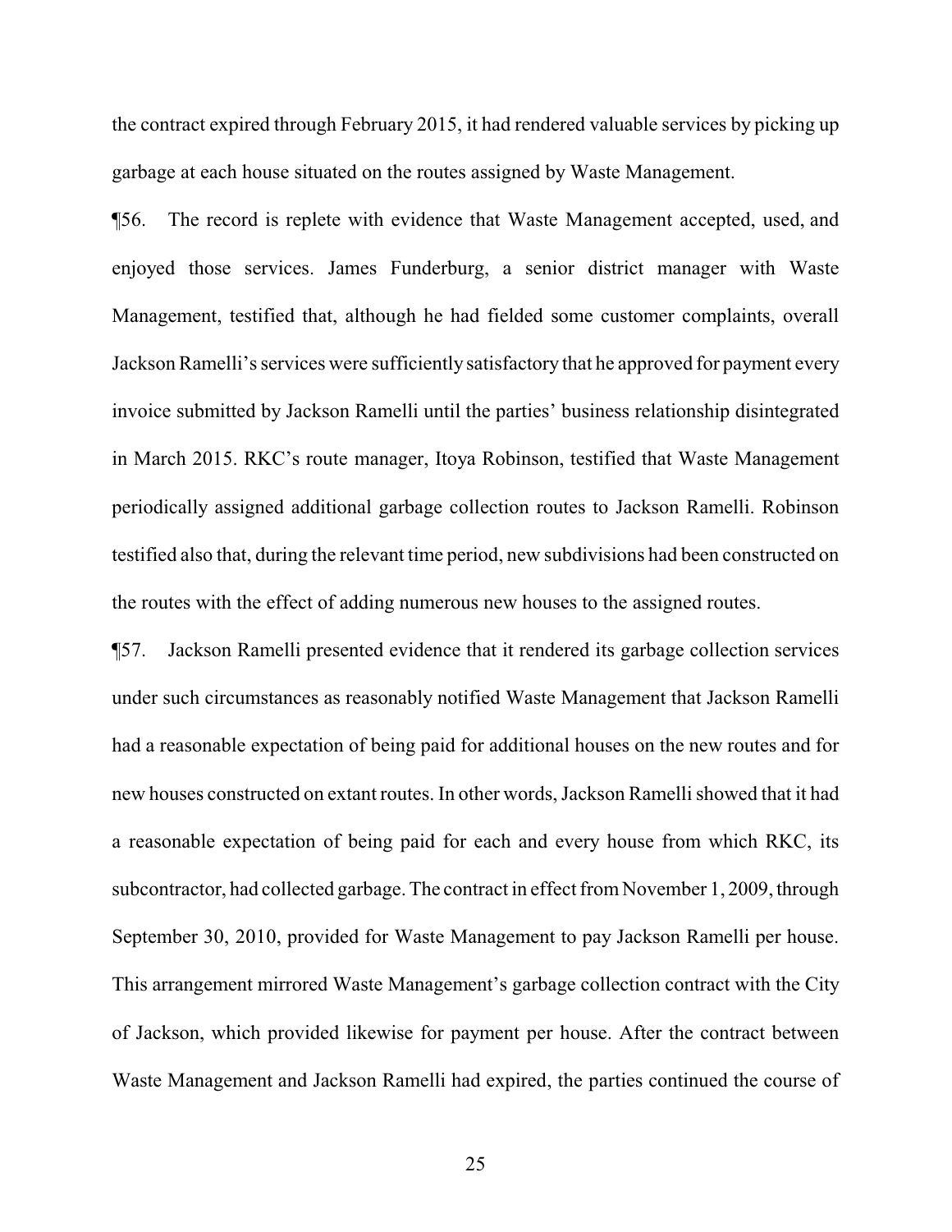the contract expired through February 2015, it had rendered valuable services by picking up garbage at each house situated on the routes assigned by Waste Management.

¶56. The record is replete with evidence that Waste Management accepted, used, and enjoyed those services. James Funderburg, a senior district manager with Waste Management, testified that, although he had fielded some customer complaints, overall Jackson Ramelli's services were sufficiently satisfactory that he approved for payment every invoice submitted by Jackson Ramelli until the parties' business relationship disintegrated in March 2015. RKC's route manager, Itoya Robinson, testified that Waste Management periodically assigned additional garbage collection routes to Jackson Ramelli. Robinson testified also that, during the relevant time period, new subdivisions had been constructed on the routes with the effect of adding numerous new houses to the assigned routes.

¶57. Jackson Ramelli presented evidence that it rendered its garbage collection services under such circumstances as reasonably notified Waste Management that Jackson Ramelli had a reasonable expectation of being paid for additional houses on the new routes and for new houses constructed on extant routes. In other words, Jackson Ramelli showed that it had a reasonable expectation of being paid for each and every house from which RKC, its subcontractor, had collected garbage. The contract in effect from November 1, 2009, through September 30, 2010, provided for Waste Management to pay Jackson Ramelli per house. This arrangement mirrored Waste Management's garbage collection contract with the City of Jackson, which provided likewise for payment per house. After the contract between Waste Management and Jackson Ramelli had expired, the parties continued the course of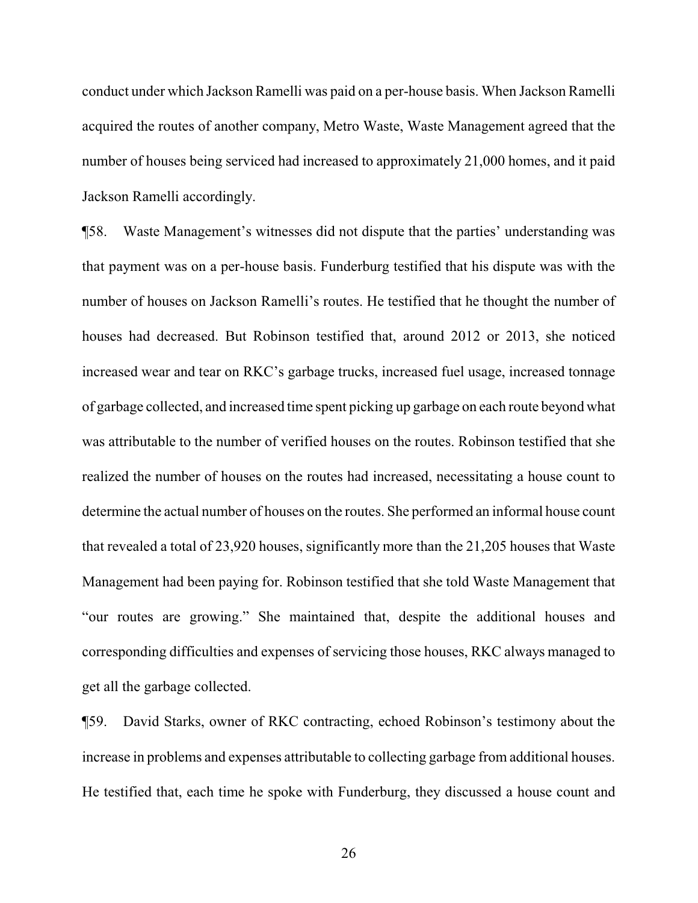conduct under which Jackson Ramelli was paid on a per-house basis. When Jackson Ramelli acquired the routes of another company, Metro Waste, Waste Management agreed that the number of houses being serviced had increased to approximately 21,000 homes, and it paid Jackson Ramelli accordingly.

¶58. Waste Management's witnesses did not dispute that the parties' understanding was that payment was on a per-house basis. Funderburg testified that his dispute was with the number of houses on Jackson Ramelli's routes. He testified that he thought the number of houses had decreased. But Robinson testified that, around 2012 or 2013, she noticed increased wear and tear on RKC's garbage trucks, increased fuel usage, increased tonnage of garbage collected, and increased time spent picking up garbage on each route beyond what was attributable to the number of verified houses on the routes. Robinson testified that she realized the number of houses on the routes had increased, necessitating a house count to determine the actual number of houses on the routes. She performed an informal house count that revealed a total of 23,920 houses, significantly more than the 21,205 houses that Waste Management had been paying for. Robinson testified that she told Waste Management that "our routes are growing." She maintained that, despite the additional houses and corresponding difficulties and expenses of servicing those houses, RKC always managed to get all the garbage collected.

¶59. David Starks, owner of RKC contracting, echoed Robinson's testimony about the increase in problems and expenses attributable to collecting garbage from additional houses. He testified that, each time he spoke with Funderburg, they discussed a house count and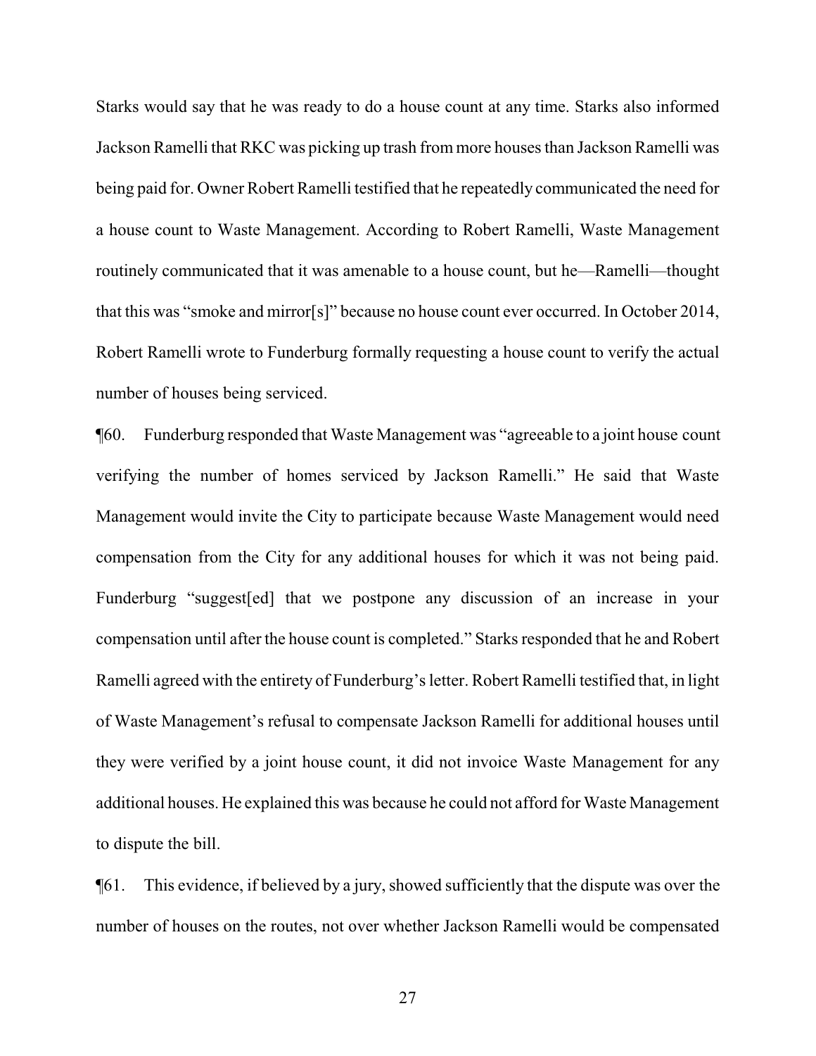Starks would say that he was ready to do a house count at any time. Starks also informed Jackson Ramelli that RKC was picking up trash from more houses than Jackson Ramelli was being paid for. Owner Robert Ramelli testified that he repeatedly communicated the need for a house count to Waste Management. According to Robert Ramelli, Waste Management routinely communicated that it was amenable to a house count, but he—Ramelli—thought that this was "smoke and mirror[s]" because no house count ever occurred. In October 2014, Robert Ramelli wrote to Funderburg formally requesting a house count to verify the actual number of houses being serviced.

¶60. Funderburg responded that Waste Management was "agreeable to a joint house count verifying the number of homes serviced by Jackson Ramelli." He said that Waste Management would invite the City to participate because Waste Management would need compensation from the City for any additional houses for which it was not being paid. Funderburg "suggest[ed] that we postpone any discussion of an increase in your compensation until after the house count is completed." Starks responded that he and Robert Ramelli agreed with the entirety of Funderburg's letter. Robert Ramelli testified that, in light of Waste Management's refusal to compensate Jackson Ramelli for additional houses until they were verified by a joint house count, it did not invoice Waste Management for any additional houses. He explained this was because he could not afford for Waste Management to dispute the bill.

¶61. This evidence, if believed by a jury, showed sufficiently that the dispute was over the number of houses on the routes, not over whether Jackson Ramelli would be compensated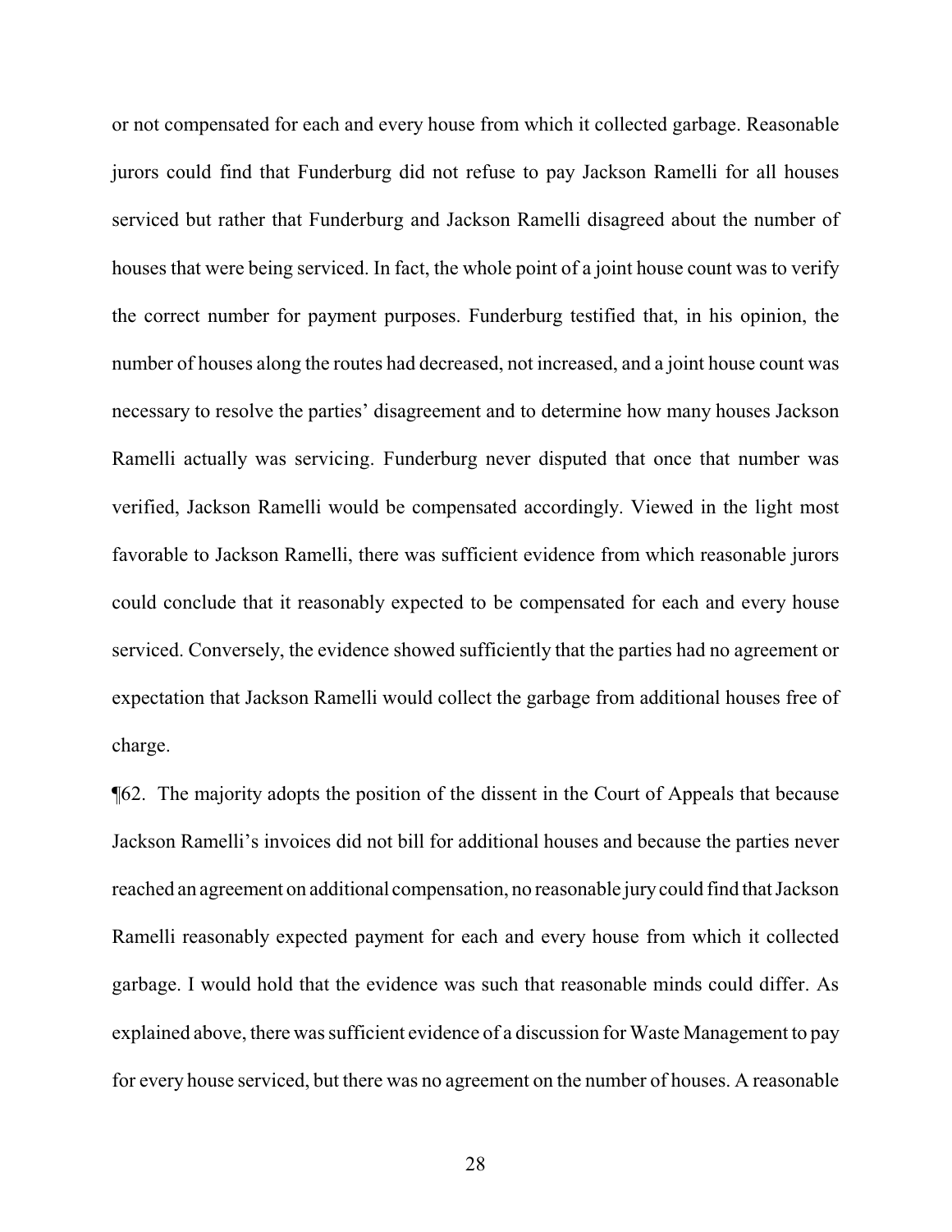or not compensated for each and every house from which it collected garbage. Reasonable jurors could find that Funderburg did not refuse to pay Jackson Ramelli for all houses serviced but rather that Funderburg and Jackson Ramelli disagreed about the number of houses that were being serviced. In fact, the whole point of a joint house count was to verify the correct number for payment purposes. Funderburg testified that, in his opinion, the number of houses along the routes had decreased, not increased, and a joint house count was necessary to resolve the parties' disagreement and to determine how many houses Jackson Ramelli actually was servicing. Funderburg never disputed that once that number was verified, Jackson Ramelli would be compensated accordingly. Viewed in the light most favorable to Jackson Ramelli, there was sufficient evidence from which reasonable jurors could conclude that it reasonably expected to be compensated for each and every house serviced. Conversely, the evidence showed sufficiently that the parties had no agreement or expectation that Jackson Ramelli would collect the garbage from additional houses free of charge.

¶62. The majority adopts the position of the dissent in the Court of Appeals that because Jackson Ramelli's invoices did not bill for additional houses and because the parties never reached an agreement on additional compensation, no reasonable jury could find that Jackson Ramelli reasonably expected payment for each and every house from which it collected garbage. I would hold that the evidence was such that reasonable minds could differ. As explained above, there was sufficient evidence of a discussion for Waste Management to pay for every house serviced, but there was no agreement on the number of houses. A reasonable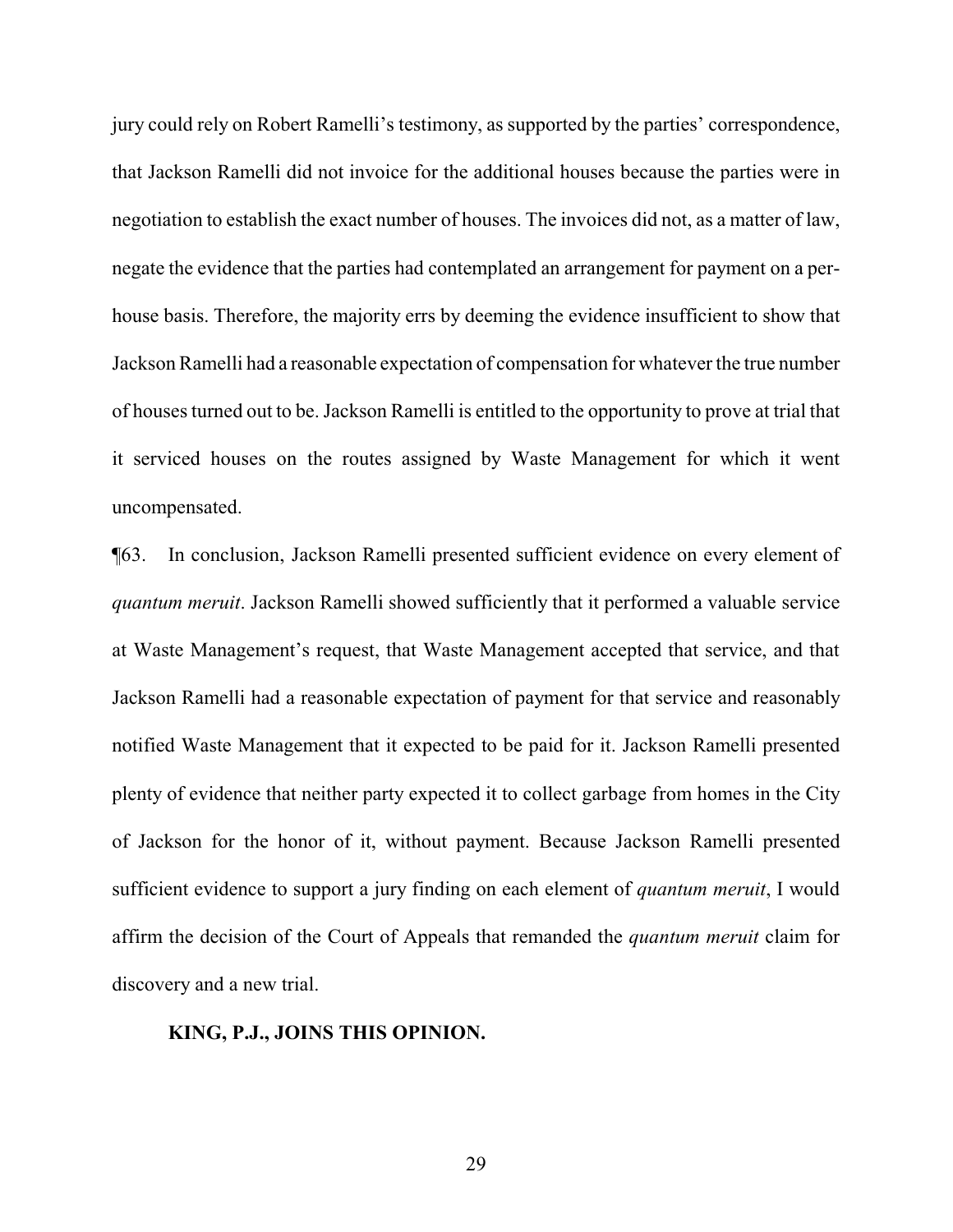jury could rely on Robert Ramelli's testimony, as supported by the parties' correspondence, that Jackson Ramelli did not invoice for the additional houses because the parties were in negotiation to establish the exact number of houses. The invoices did not, as a matter of law, negate the evidence that the parties had contemplated an arrangement for payment on a per-house basis. Therefore, the majority errs by deeming the evidence insufficient to show that Jackson Ramelli had a reasonable expectation of compensation for whatever the true number of houses turned out to be. Jackson Ramelli is entitled to the opportunity to prove at trial that it serviced houses on the routes assigned by Waste Management for which it went uncompensated.

¶63. In conclusion, Jackson Ramelli presented sufficient evidence on every element of *quantum meruit*. Jackson Ramelli showed sufficiently that it performed a valuable service at Waste Management's request, that Waste Management accepted that service, and that Jackson Ramelli had a reasonable expectation of payment for that service and reasonably notified Waste Management that it expected to be paid for it. Jackson Ramelli presented plenty of evidence that neither party expected it to collect garbage from homes in the City of Jackson for the honor of it, without payment. Because Jackson Ramelli presented sufficient evidence to support a jury finding on each element of *quantum meruit*, I would affirm the decision of the Court of Appeals that remanded the *quantum meruit* claim for discovery and a new trial.

**KING, P.J., JOINS THIS OPINION.**